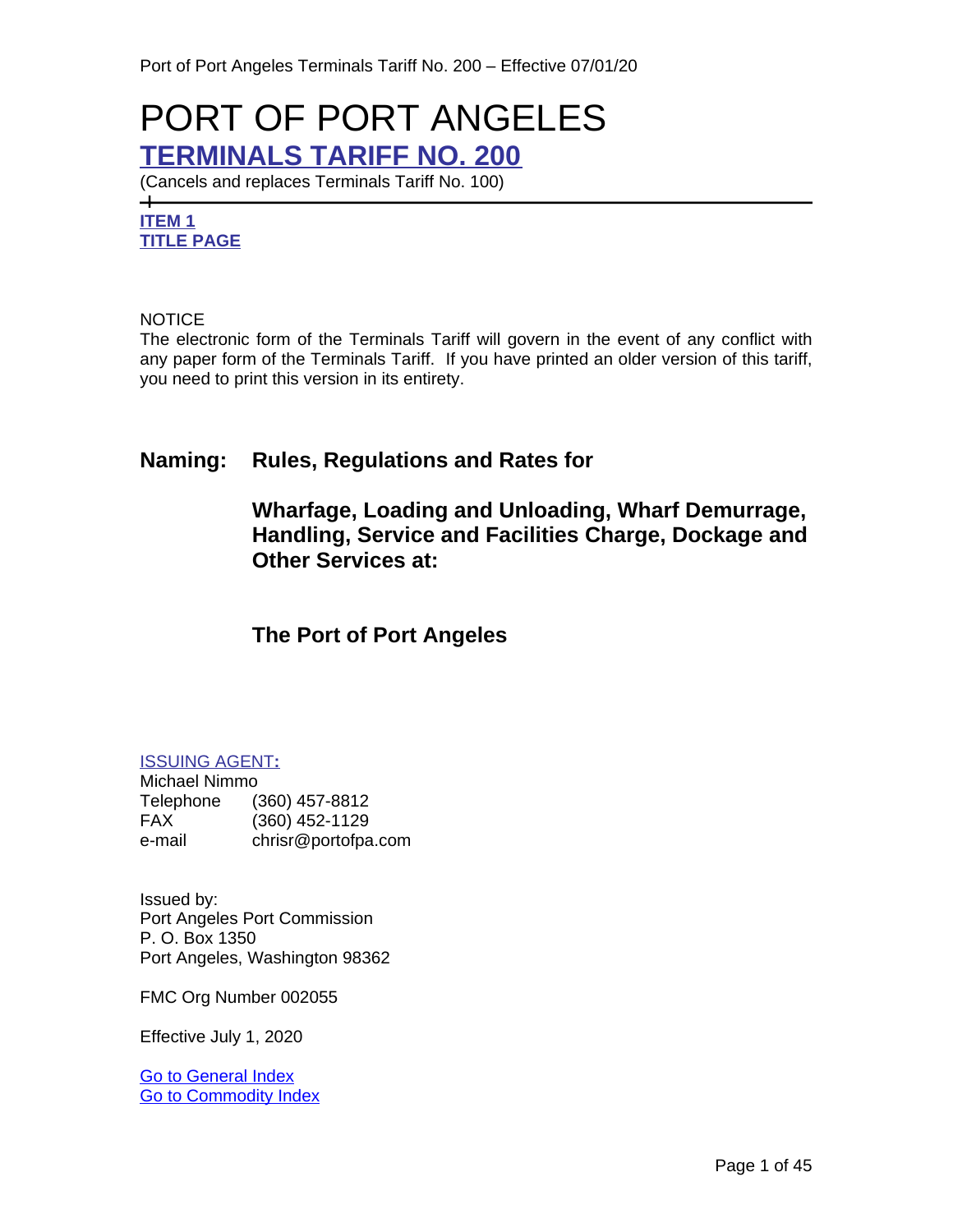# PORT OF PORT ANGELES

## TERMINALS TARIFF NO. 200

(Cancels and replaces Terminals Tariff No. 100)

---

**ITEM 1**
**TITLE PAGE**

NOTICE
The electronic form of the Terminals Tariff will govern in the event of any conflict with any paper form of the Terminals Tariff. If you have printed an older version of this tariff, you need to print this version in its entirety.

### Naming: Rules, Regulations and Rates for

### Wharfage, Loading and Unloading, Wharf Demurrage, Handling, Service and Facilities Charge, Dockage and Other Services at:

### The Port of Port Angeles

ISSUING AGENT:
Michael Nimmo
Telephone (360) 457-8812
FAX (360) 452-1129
e-mail chrisr@portofpa.com

Issued by:
Port Angeles Port Commission
P. O. Box 1350
Port Angeles, Washington 98362

FMC Org Number 002055

Effective July 1, 2020

Go to General Index
Go to Commodity Index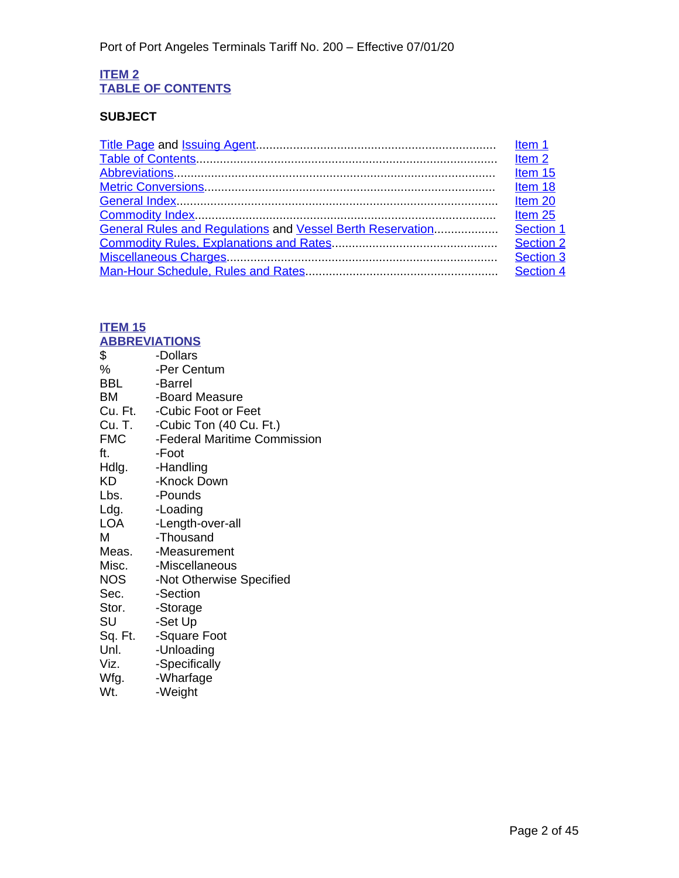## ITEM 2
## TABLE OF CONTENTS

**SUBJECT**

| Subject | Reference |
|---|---|
| Title Page and Issuing Agent | Item 1 |
| Table of Contents | Item 2 |
| Abbreviations | Item 15 |
| Metric Conversions | Item 18 |
| General Index | Item 20 |
| Commodity Index | Item 25 |
| General Rules and Regulations and Vessel Berth Reservation | Section 1 |
| Commodity Rules, Explanations and Rates | Section 2 |
| Miscellaneous Charges | Section 3 |
| Man-Hour Schedule, Rules and Rates | Section 4 |

## ITEM 15
## ABBREVIATIONS

| Abbreviation | Meaning |
|---|---|
| $ | -Dollars |
| % | -Per Centum |
| BBL | -Barrel |
| BM | -Board Measure |
| Cu. Ft. | -Cubic Foot or Feet |
| Cu. T. | -Cubic Ton (40 Cu. Ft.) |
| FMC | -Federal Maritime Commission |
| ft. | -Foot |
| Hdlg. | -Handling |
| KD | -Knock Down |
| Lbs. | -Pounds |
| Ldg. | -Loading |
| LOA | -Length-over-all |
| M | -Thousand |
| Meas. | -Measurement |
| Misc. | -Miscellaneous |
| NOS | -Not Otherwise Specified |
| Sec. | -Section |
| Stor. | -Storage |
| SU | -Set Up |
| Sq. Ft. | -Square Foot |
| Unl. | -Unloading |
| Viz. | -Specifically |
| Wfg. | -Wharfage |
| Wt. | -Weight |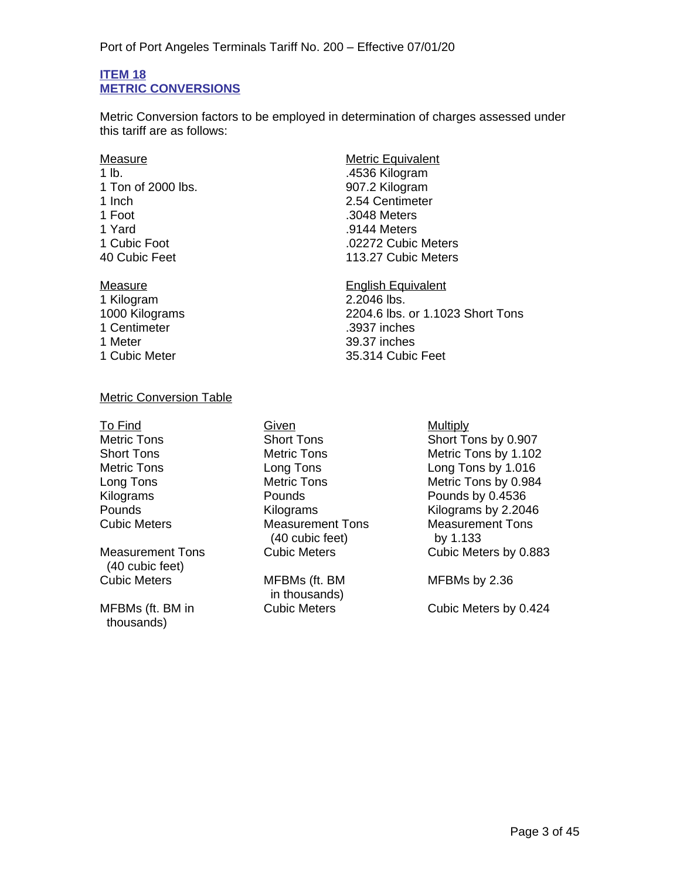## ITEM 18
## METRIC CONVERSIONS

Metric Conversion factors to be employed in determination of charges assessed under this tariff are as follows:

| Measure | Metric Equivalent |
|---|---|
| 1 lb. | .4536 Kilogram |
| 1 Ton of 2000 lbs. | 907.2 Kilogram |
| 1 Inch | 2.54 Centimeter |
| 1 Foot | .3048 Meters |
| 1 Yard | .9144 Meters |
| 1 Cubic Foot | .02272 Cubic Meters |
| 40 Cubic Feet | 113.27 Cubic Meters |

| Measure | English Equivalent |
|---|---|
| 1 Kilogram | 2.2046 lbs. |
| 1000 Kilograms | 2204.6 lbs. or 1.1023 Short Tons |
| 1 Centimeter | .3937 inches |
| 1 Meter | 39.37 inches |
| 1 Cubic Meter | 35.314 Cubic Feet |

Metric Conversion Table

| To Find | Given | Multiply |
|---|---|---|
| Metric Tons | Short Tons | Short Tons by 0.907 |
| Short Tons | Metric Tons | Metric Tons by 1.102 |
| Metric Tons | Long Tons | Long Tons by 1.016 |
| Long Tons | Metric Tons | Metric Tons by 0.984 |
| Kilograms | Pounds | Pounds by 0.4536 |
| Pounds | Kilograms | Kilograms by 2.2046 |
| Cubic Meters | Measurement Tons (40 cubic feet) | Measurement Tons by 1.133 |
| Measurement Tons (40 cubic feet) | Cubic Meters | Cubic Meters by 0.883 |
| Cubic Meters | MFBMs (ft. BM in thousands) | MFBMs by 2.36 |
| MFBMs (ft. BM in thousands) | Cubic Meters | Cubic Meters by 0.424 |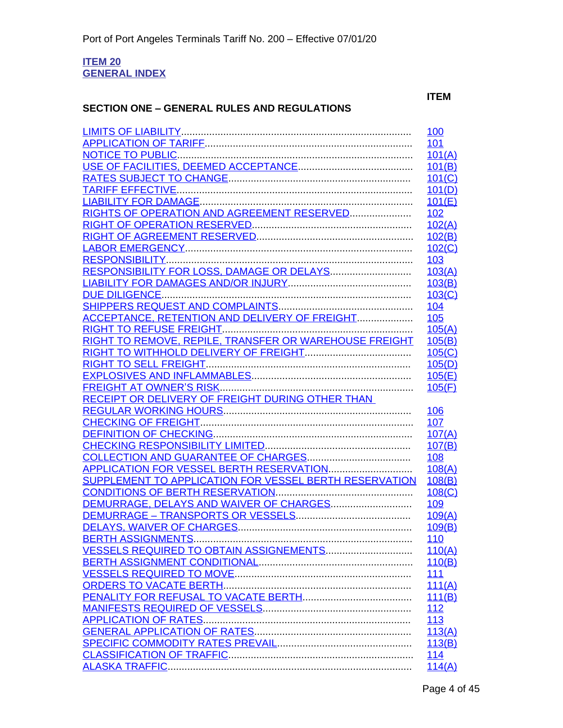**ITEM 20**
**GENERAL INDEX**

**SECTION ONE – GENERAL RULES AND REGULATIONS**

| | ITEM |
|---|---|
| LIMITS OF LIABILITY | 100 |
| APPLICATION OF TARIFF | 101 |
| NOTICE TO PUBLIC | 101(A) |
| USE OF FACILITIES, DEEMED ACCEPTANCE | 101(B) |
| RATES SUBJECT TO CHANGE | 101(C) |
| TARIFF EFFECTIVE | 101(D) |
| LIABILITY FOR DAMAGE | 101(E) |
| RIGHTS OF OPERATION AND AGREEMENT RESERVED | 102 |
| RIGHT OF OPERATION RESERVED | 102(A) |
| RIGHT OF AGREEMENT RESERVED | 102(B) |
| LABOR EMERGENCY | 102(C) |
| RESPONSIBILITY | 103 |
| RESPONSIBILITY FOR LOSS, DAMAGE OR DELAYS | 103(A) |
| LIABILITY FOR DAMAGES AND/OR INJURY | 103(B) |
| DUE DILIGENCE | 103(C) |
| SHIPPERS REQUEST AND COMPLAINTS | 104 |
| ACCEPTANCE, RETENTION AND DELIVERY OF FREIGHT | 105 |
| RIGHT TO REFUSE FREIGHT | 105(A) |
| RIGHT TO REMOVE, REPILE, TRANSFER OR WAREHOUSE FREIGHT | 105(B) |
| RIGHT TO WITHHOLD DELIVERY OF FREIGHT | 105(C) |
| RIGHT TO SELL FREIGHT | 105(D) |
| EXPLOSIVES AND INFLAMMABLES | 105(E) |
| FREIGHT AT OWNER'S RISK | 105(F) |
| RECEIPT OR DELIVERY OF FREIGHT DURING OTHER THAN REGULAR WORKING HOURS | 106 |
| CHECKING OF FREIGHT | 107 |
| DEFINITION OF CHECKING | 107(A) |
| CHECKING RESPONSIBILITY LIMITED | 107(B) |
| COLLECTION AND GUARANTEE OF CHARGES | 108 |
| APPLICATION FOR VESSEL BERTH RESERVATION | 108(A) |
| SUPPLEMENT TO APPLICATION FOR VESSEL BERTH RESERVATION | 108(B) |
| CONDITIONS OF BERTH RESERVATION | 108(C) |
| DEMURRAGE, DELAYS AND WAIVER OF CHARGES | 109 |
| DEMURRAGE – TRANSPORTS OR VESSELS | 109(A) |
| DELAYS, WAIVER OF CHARGES | 109(B) |
| BERTH ASSIGNMENTS | 110 |
| VESSELS REQUIRED TO OBTAIN ASSIGNEMENTS | 110(A) |
| BERTH ASSIGNMENT CONDITIONAL | 110(B) |
| VESSELS REQUIRED TO MOVE | 111 |
| ORDERS TO VACATE BERTH | 111(A) |
| PENALITY FOR REFUSAL TO VACATE BERTH | 111(B) |
| MANIFESTS REQUIRED OF VESSELS | 112 |
| APPLICATION OF RATES | 113 |
| GENERAL APPLICATION OF RATES | 113(A) |
| SPECIFIC COMMODITY RATES PREVAIL | 113(B) |
| CLASSIFICATION OF TRAFFIC | 114 |
| ALASKA TRAFFIC | 114(A) |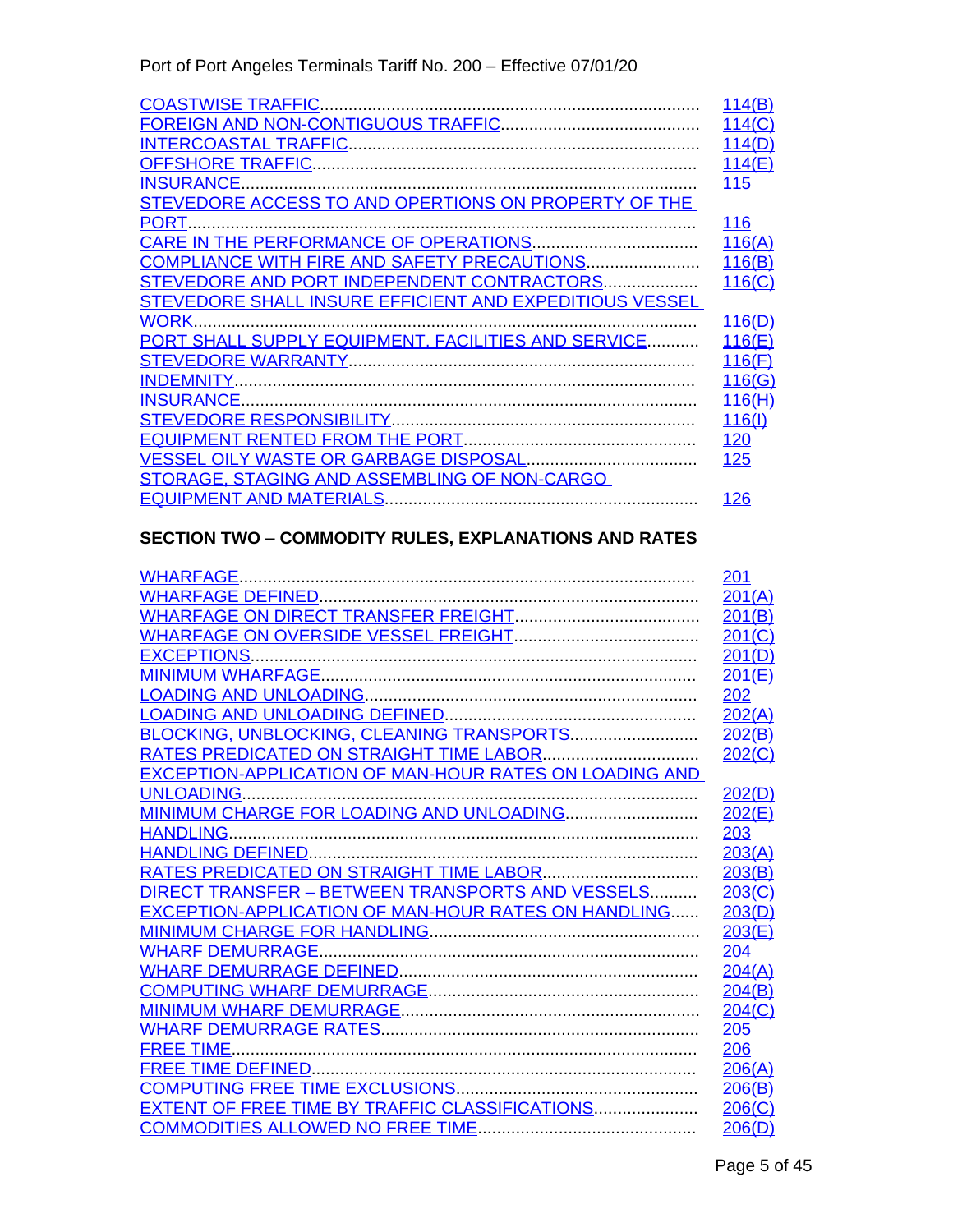| | |
|---|---|
| COASTWISE TRAFFIC | 114(B) |
| FOREIGN AND NON-CONTIGUOUS TRAFFIC | 114(C) |
| INTERCOASTAL TRAFFIC | 114(D) |
| OFFSHORE TRAFFIC | 114(E) |
| INSURANCE | 115 |
| STEVEDORE ACCESS TO AND OPERTIONS ON PROPERTY OF THE PORT | 116 |
| CARE IN THE PERFORMANCE OF OPERATIONS | 116(A) |
| COMPLIANCE WITH FIRE AND SAFETY PRECAUTIONS | 116(B) |
| STEVEDORE AND PORT INDEPENDENT CONTRACTORS | 116(C) |
| STEVEDORE SHALL INSURE EFFICIENT AND EXPEDITIOUS VESSEL WORK | 116(D) |
| PORT SHALL SUPPLY EQUIPMENT, FACILITIES AND SERVICE | 116(E) |
| STEVEDORE WARRANTY | 116(F) |
| INDEMNITY | 116(G) |
| INSURANCE | 116(H) |
| STEVEDORE RESPONSIBILITY | 116(I) |
| EQUIPMENT RENTED FROM THE PORT | 120 |
| VESSEL OILY WASTE OR GARBAGE DISPOSAL | 125 |
| STORAGE, STAGING AND ASSEMBLING OF NON-CARGO EQUIPMENT AND MATERIALS | 126 |

## SECTION TWO – COMMODITY RULES, EXPLANATIONS AND RATES

| | |
|---|---|
| WHARFAGE | 201 |
| WHARFAGE DEFINED | 201(A) |
| WHARFAGE ON DIRECT TRANSFER FREIGHT | 201(B) |
| WHARFAGE ON OVERSIDE VESSEL FREIGHT | 201(C) |
| EXCEPTIONS | 201(D) |
| MINIMUM WHARFAGE | 201(E) |
| LOADING AND UNLOADING | 202 |
| LOADING AND UNLOADING DEFINED | 202(A) |
| BLOCKING, UNBLOCKING, CLEANING TRANSPORTS | 202(B) |
| RATES PREDICATED ON STRAIGHT TIME LABOR | 202(C) |
| EXCEPTION-APPLICATION OF MAN-HOUR RATES ON LOADING AND UNLOADING | 202(D) |
| MINIMUM CHARGE FOR LOADING AND UNLOADING | 202(E) |
| HANDLING | 203 |
| HANDLING DEFINED | 203(A) |
| RATES PREDICATED ON STRAIGHT TIME LABOR | 203(B) |
| DIRECT TRANSFER – BETWEEN TRANSPORTS AND VESSELS | 203(C) |
| EXCEPTION-APPLICATION OF MAN-HOUR RATES ON HANDLING | 203(D) |
| MINIMUM CHARGE FOR HANDLING | 203(E) |
| WHARF DEMURRAGE | 204 |
| WHARF DEMURRAGE DEFINED | 204(A) |
| COMPUTING WHARF DEMURRAGE | 204(B) |
| MINIMUM WHARF DEMURRAGE | 204(C) |
| WHARF DEMURRAGE RATES | 205 |
| FREE TIME | 206 |
| FREE TIME DEFINED | 206(A) |
| COMPUTING FREE TIME EXCLUSIONS | 206(B) |
| EXTENT OF FREE TIME BY TRAFFIC CLASSIFICATIONS | 206(C) |
| COMMODITIES ALLOWED NO FREE TIME | 206(D) |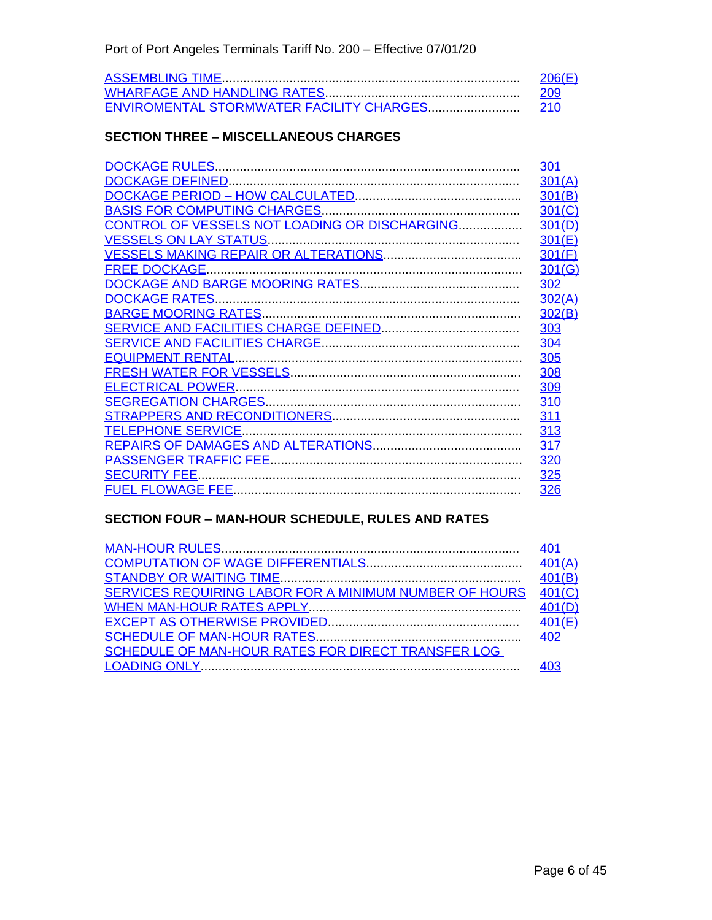| | |
|---|---|
| ASSEMBLING TIME | 206(E) |
| WHARFAGE AND HANDLING RATES | 209 |
| ENVIROMENTAL STORMWATER FACILITY CHARGES | 210 |

## SECTION THREE – MISCELLANEOUS CHARGES

| | |
|---|---|
| DOCKAGE RULES | 301 |
| DOCKAGE DEFINED | 301(A) |
| DOCKAGE PERIOD – HOW CALCULATED | 301(B) |
| BASIS FOR COMPUTING CHARGES | 301(C) |
| CONTROL OF VESSELS NOT LOADING OR DISCHARGING | 301(D) |
| VESSELS ON LAY STATUS | 301(E) |
| VESSELS MAKING REPAIR OR ALTERATIONS | 301(F) |
| FREE DOCKAGE | 301(G) |
| DOCKAGE AND BARGE MOORING RATES | 302 |
| DOCKAGE RATES | 302(A) |
| BARGE MOORING RATES | 302(B) |
| SERVICE AND FACILITIES CHARGE DEFINED | 303 |
| SERVICE AND FACILITIES CHARGE | 304 |
| EQUIPMENT RENTAL | 305 |
| FRESH WATER FOR VESSELS | 308 |
| ELECTRICAL POWER | 309 |
| SEGREGATION CHARGES | 310 |
| STRAPPERS AND RECONDITIONERS | 311 |
| TELEPHONE SERVICE | 313 |
| REPAIRS OF DAMAGES AND ALTERATIONS | 317 |
| PASSENGER TRAFFIC FEE | 320 |
| SECURITY FEE | 325 |
| FUEL FLOWAGE FEE | 326 |

## SECTION FOUR – MAN-HOUR SCHEDULE, RULES AND RATES

| | |
|---|---|
| MAN-HOUR RULES | 401 |
| COMPUTATION OF WAGE DIFFERENTIALS | 401(A) |
| STANDBY OR WAITING TIME | 401(B) |
| SERVICES REQUIRING LABOR FOR A MINIMUM NUMBER OF HOURS | 401(C) |
| WHEN MAN-HOUR RATES APPLY | 401(D) |
| EXCEPT AS OTHERWISE PROVIDED | 401(E) |
| SCHEDULE OF MAN-HOUR RATES | 402 |
| SCHEDULE OF MAN-HOUR RATES FOR DIRECT TRANSFER LOG LOADING ONLY | 403 |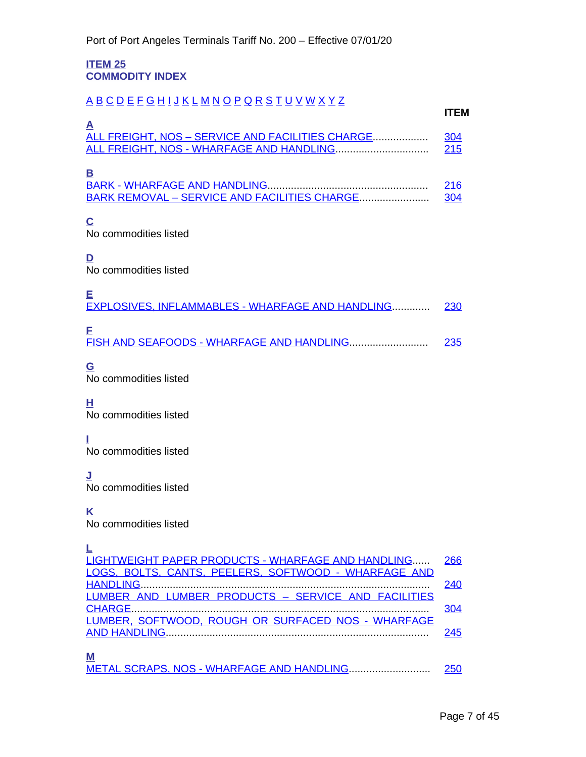**ITEM 25**
**COMMODITY INDEX**

A B C D E F G H I J K L M N O P Q R S T U V W X Y Z

| | ITEM |
|---|---|
| **A** | |
| ALL FREIGHT, NOS – SERVICE AND FACILITIES CHARGE | 304 |
| ALL FREIGHT, NOS - WHARFAGE AND HANDLING | 215 |
| **B** | |
| BARK - WHARFAGE AND HANDLING | 216 |
| BARK REMOVAL – SERVICE AND FACILITIES CHARGE | 304 |
| **C** | |
| No commodities listed | |
| **D** | |
| No commodities listed | |
| **E** | |
| EXPLOSIVES, INFLAMMABLES - WHARFAGE AND HANDLING | 230 |
| **F** | |
| FISH AND SEAFOODS - WHARFAGE AND HANDLING | 235 |
| **G** | |
| No commodities listed | |
| **H** | |
| No commodities listed | |
| **I** | |
| No commodities listed | |
| **J** | |
| No commodities listed | |
| **K** | |
| No commodities listed | |
| **L** | |
| LIGHTWEIGHT PAPER PRODUCTS - WHARFAGE AND HANDLING | 266 |
| LOGS, BOLTS, CANTS, PEELERS, SOFTWOOD - WHARFAGE AND HANDLING | 240 |
| LUMBER AND LUMBER PRODUCTS – SERVICE AND FACILITIES CHARGE | 304 |
| LUMBER, SOFTWOOD, ROUGH OR SURFACED NOS - WHARFAGE AND HANDLING | 245 |
| **M** | |
| METAL SCRAPS, NOS - WHARFAGE AND HANDLING | 250 |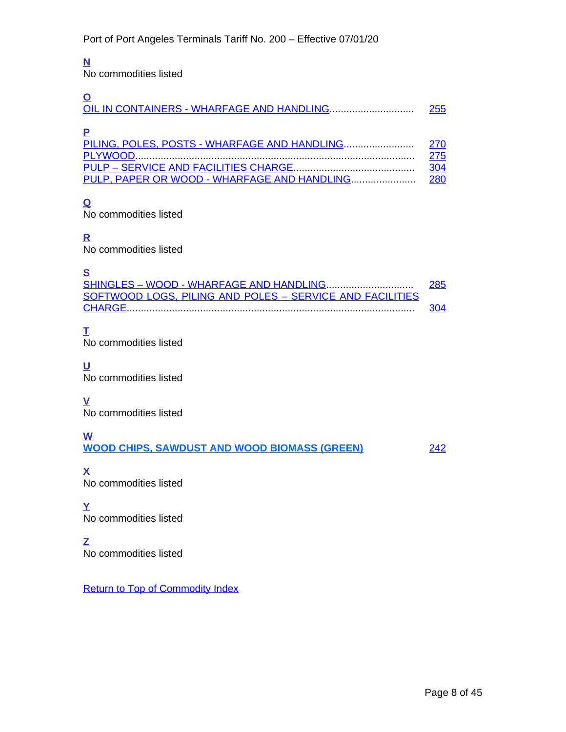**N**

No commodities listed

**O**

OIL IN CONTAINERS - WHARFAGE AND HANDLING............................. 255

**P**

PILING, POLES, POSTS - WHARFAGE AND HANDLING......................... 270
PLYWOOD................................................................................................ 275
PULP – SERVICE AND FACILITIES CHARGE........................................... 304
PULP, PAPER OR WOOD - WHARFAGE AND HANDLING....................... 280

**Q**

No commodities listed

**R**

No commodities listed

**S**

SHINGLES – WOOD - WHARFAGE AND HANDLING.............................. 285
SOFTWOOD LOGS, PILING AND POLES – SERVICE AND FACILITIES CHARGE.................................................................................................... 304

**T**

No commodities listed

**U**

No commodities listed

**V**

No commodities listed

**W**

**WOOD CHIPS, SAWDUST AND WOOD BIOMASS (GREEN)** 242

**X**

No commodities listed

**Y**

No commodities listed

**Z**

No commodities listed

Return to Top of Commodity Index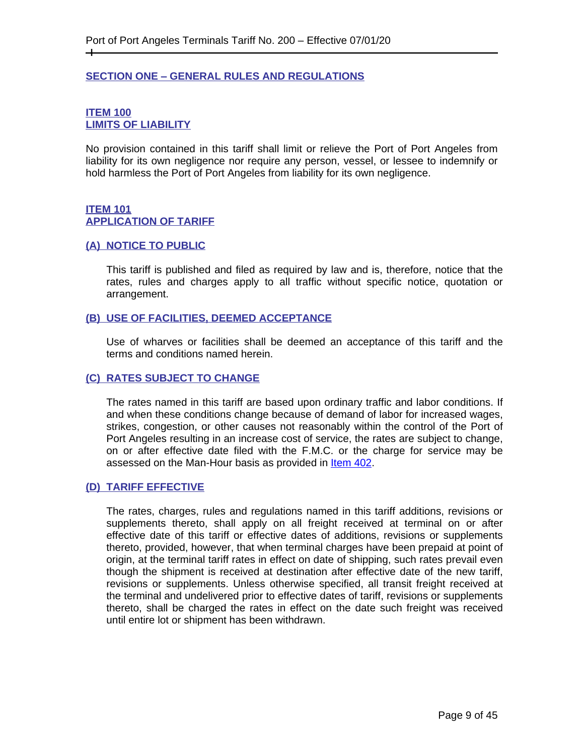## SECTION ONE – GENERAL RULES AND REGULATIONS

### ITEM 100
### LIMITS OF LIABILITY

No provision contained in this tariff shall limit or relieve the Port of Port Angeles from liability for its own negligence nor require any person, vessel, or lessee to indemnify or hold harmless the Port of Port Angeles from liability for its own negligence.

### ITEM 101
### APPLICATION OF TARIFF

#### (A) NOTICE TO PUBLIC

This tariff is published and filed as required by law and is, therefore, notice that the rates, rules and charges apply to all traffic without specific notice, quotation or arrangement.

#### (B) USE OF FACILITIES, DEEMED ACCEPTANCE

Use of wharves or facilities shall be deemed an acceptance of this tariff and the terms and conditions named herein.

#### (C) RATES SUBJECT TO CHANGE

The rates named in this tariff are based upon ordinary traffic and labor conditions. If and when these conditions change because of demand of labor for increased wages, strikes, congestion, or other causes not reasonably within the control of the Port of Port Angeles resulting in an increase cost of service, the rates are subject to change, on or after effective date filed with the F.M.C. or the charge for service may be assessed on the Man-Hour basis as provided in Item 402.

#### (D) TARIFF EFFECTIVE

The rates, charges, rules and regulations named in this tariff additions, revisions or supplements thereto, shall apply on all freight received at terminal on or after effective date of this tariff or effective dates of additions, revisions or supplements thereto, provided, however, that when terminal charges have been prepaid at point of origin, at the terminal tariff rates in effect on date of shipping, such rates prevail even though the shipment is received at destination after effective date of the new tariff, revisions or supplements. Unless otherwise specified, all transit freight received at the terminal and undelivered prior to effective dates of tariff, revisions or supplements thereto, shall be charged the rates in effect on the date such freight was received until entire lot or shipment has been withdrawn.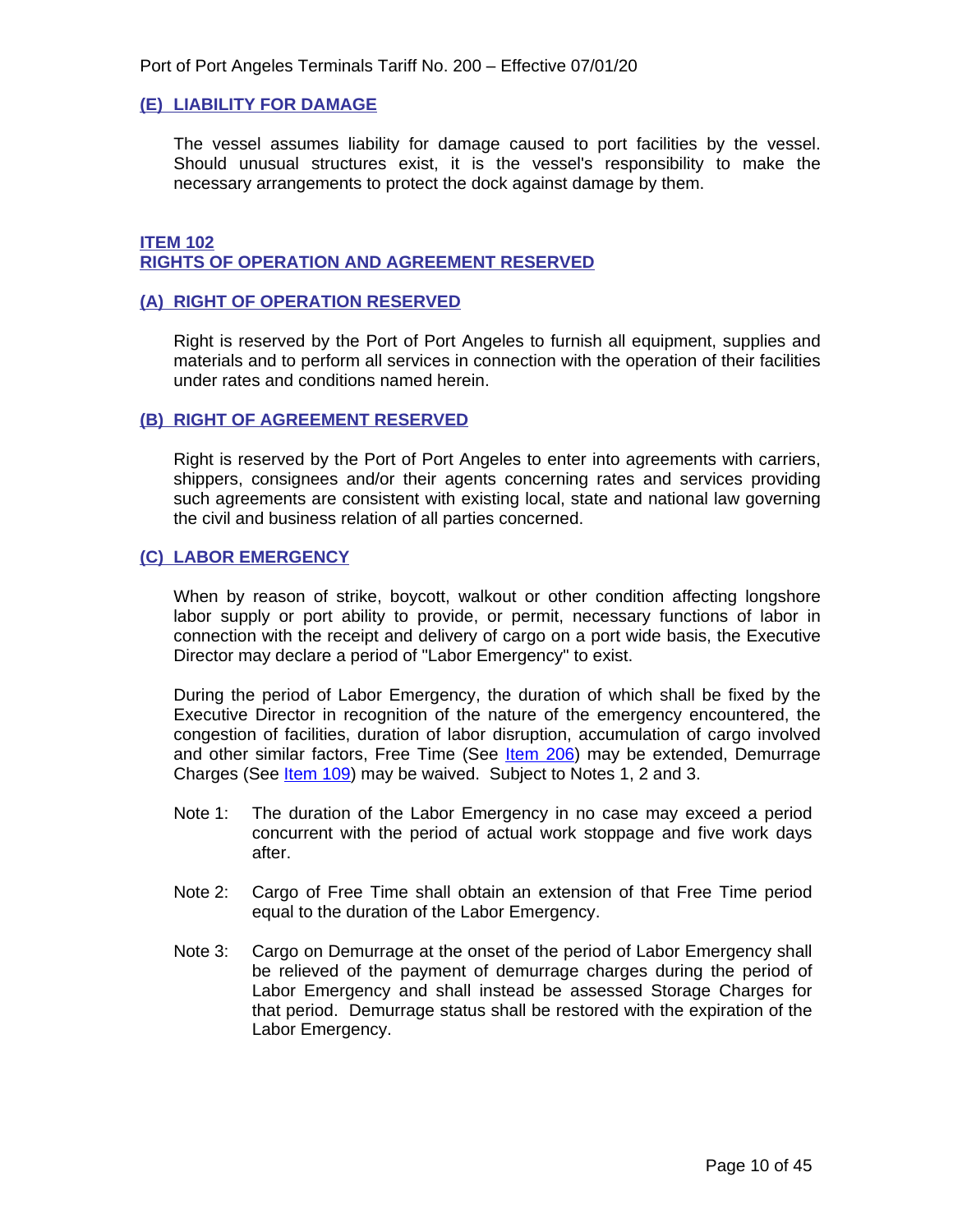### (E) LIABILITY FOR DAMAGE

The vessel assumes liability for damage caused to port facilities by the vessel. Should unusual structures exist, it is the vessel's responsibility to make the necessary arrangements to protect the dock against damage by them.

## ITEM 102
## RIGHTS OF OPERATION AND AGREEMENT RESERVED

### (A) RIGHT OF OPERATION RESERVED

Right is reserved by the Port of Port Angeles to furnish all equipment, supplies and materials and to perform all services in connection with the operation of their facilities under rates and conditions named herein.

### (B) RIGHT OF AGREEMENT RESERVED

Right is reserved by the Port of Port Angeles to enter into agreements with carriers, shippers, consignees and/or their agents concerning rates and services providing such agreements are consistent with existing local, state and national law governing the civil and business relation of all parties concerned.

### (C) LABOR EMERGENCY

When by reason of strike, boycott, walkout or other condition affecting longshore labor supply or port ability to provide, or permit, necessary functions of labor in connection with the receipt and delivery of cargo on a port wide basis, the Executive Director may declare a period of "Labor Emergency" to exist.

During the period of Labor Emergency, the duration of which shall be fixed by the Executive Director in recognition of the nature of the emergency encountered, the congestion of facilities, duration of labor disruption, accumulation of cargo involved and other similar factors, Free Time (See Item 206) may be extended, Demurrage Charges (See Item 109) may be waived. Subject to Notes 1, 2 and 3.

Note 1: The duration of the Labor Emergency in no case may exceed a period concurrent with the period of actual work stoppage and five work days after.

Note 2: Cargo of Free Time shall obtain an extension of that Free Time period equal to the duration of the Labor Emergency.

Note 3: Cargo on Demurrage at the onset of the period of Labor Emergency shall be relieved of the payment of demurrage charges during the period of Labor Emergency and shall instead be assessed Storage Charges for that period. Demurrage status shall be restored with the expiration of the Labor Emergency.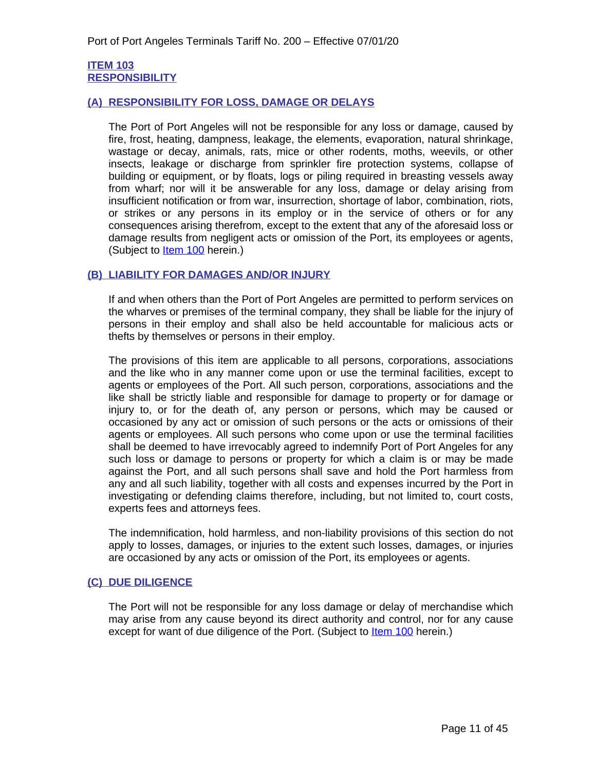## ITEM 103
## RESPONSIBILITY

### (A) RESPONSIBILITY FOR LOSS, DAMAGE OR DELAYS

The Port of Port Angeles will not be responsible for any loss or damage, caused by fire, frost, heating, dampness, leakage, the elements, evaporation, natural shrinkage, wastage or decay, animals, rats, mice or other rodents, moths, weevils, or other insects, leakage or discharge from sprinkler fire protection systems, collapse of building or equipment, or by floats, logs or piling required in breasting vessels away from wharf; nor will it be answerable for any loss, damage or delay arising from insufficient notification or from war, insurrection, shortage of labor, combination, riots, or strikes or any persons in its employ or in the service of others or for any consequences arising therefrom, except to the extent that any of the aforesaid loss or damage results from negligent acts or omission of the Port, its employees or agents, (Subject to Item 100 herein.)

### (B) LIABILITY FOR DAMAGES AND/OR INJURY

If and when others than the Port of Port Angeles are permitted to perform services on the wharves or premises of the terminal company, they shall be liable for the injury of persons in their employ and shall also be held accountable for malicious acts or thefts by themselves or persons in their employ.

The provisions of this item are applicable to all persons, corporations, associations and the like who in any manner come upon or use the terminal facilities, except to agents or employees of the Port. All such person, corporations, associations and the like shall be strictly liable and responsible for damage to property or for damage or injury to, or for the death of, any person or persons, which may be caused or occasioned by any act or omission of such persons or the acts or omissions of their agents or employees. All such persons who come upon or use the terminal facilities shall be deemed to have irrevocably agreed to indemnify Port of Port Angeles for any such loss or damage to persons or property for which a claim is or may be made against the Port, and all such persons shall save and hold the Port harmless from any and all such liability, together with all costs and expenses incurred by the Port in investigating or defending claims therefore, including, but not limited to, court costs, experts fees and attorneys fees.

The indemnification, hold harmless, and non-liability provisions of this section do not apply to losses, damages, or injuries to the extent such losses, damages, or injuries are occasioned by any acts or omission of the Port, its employees or agents.

### (C) DUE DILIGENCE

The Port will not be responsible for any loss damage or delay of merchandise which may arise from any cause beyond its direct authority and control, nor for any cause except for want of due diligence of the Port. (Subject to Item 100 herein.)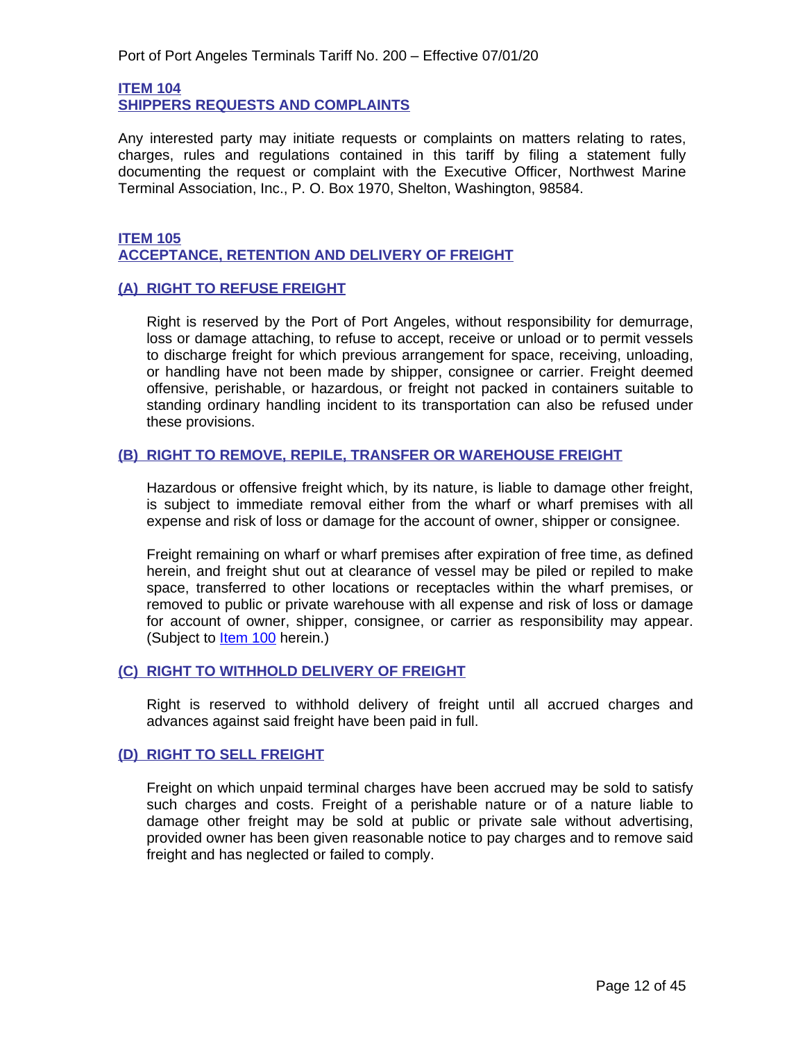## ITEM 104
## SHIPPERS REQUESTS AND COMPLAINTS

Any interested party may initiate requests or complaints on matters relating to rates, charges, rules and regulations contained in this tariff by filing a statement fully documenting the request or complaint with the Executive Officer, Northwest Marine Terminal Association, Inc., P. O. Box 1970, Shelton, Washington, 98584.

## ITEM 105
## ACCEPTANCE, RETENTION AND DELIVERY OF FREIGHT

### (A) RIGHT TO REFUSE FREIGHT

Right is reserved by the Port of Port Angeles, without responsibility for demurrage, loss or damage attaching, to refuse to accept, receive or unload or to permit vessels to discharge freight for which previous arrangement for space, receiving, unloading, or handling have not been made by shipper, consignee or carrier. Freight deemed offensive, perishable, or hazardous, or freight not packed in containers suitable to standing ordinary handling incident to its transportation can also be refused under these provisions.

### (B) RIGHT TO REMOVE, REPILE, TRANSFER OR WAREHOUSE FREIGHT

Hazardous or offensive freight which, by its nature, is liable to damage other freight, is subject to immediate removal either from the wharf or wharf premises with all expense and risk of loss or damage for the account of owner, shipper or consignee.

Freight remaining on wharf or wharf premises after expiration of free time, as defined herein, and freight shut out at clearance of vessel may be piled or repiled to make space, transferred to other locations or receptacles within the wharf premises, or removed to public or private warehouse with all expense and risk of loss or damage for account of owner, shipper, consignee, or carrier as responsibility may appear. (Subject to Item 100 herein.)

### (C) RIGHT TO WITHHOLD DELIVERY OF FREIGHT

Right is reserved to withhold delivery of freight until all accrued charges and advances against said freight have been paid in full.

### (D) RIGHT TO SELL FREIGHT

Freight on which unpaid terminal charges have been accrued may be sold to satisfy such charges and costs. Freight of a perishable nature or of a nature liable to damage other freight may be sold at public or private sale without advertising, provided owner has been given reasonable notice to pay charges and to remove said freight and has neglected or failed to comply.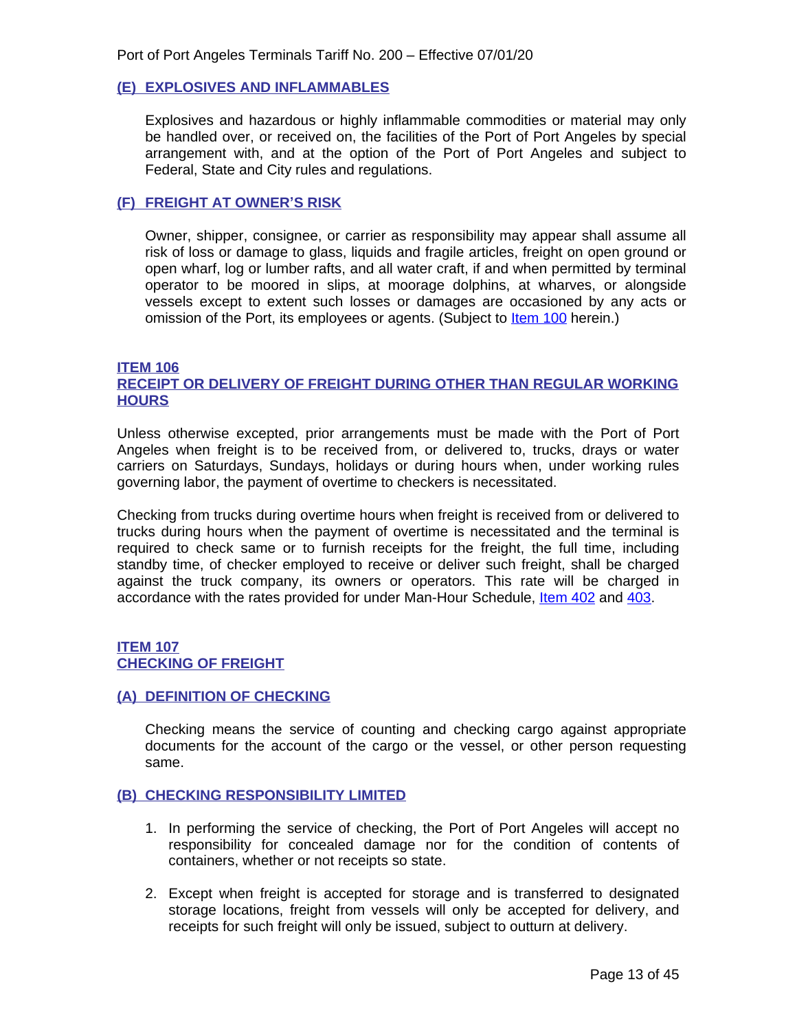### (E) EXPLOSIVES AND INFLAMMABLES

Explosives and hazardous or highly inflammable commodities or material may only be handled over, or received on, the facilities of the Port of Port Angeles by special arrangement with, and at the option of the Port of Port Angeles and subject to Federal, State and City rules and regulations.

### (F) FREIGHT AT OWNER'S RISK

Owner, shipper, consignee, or carrier as responsibility may appear shall assume all risk of loss or damage to glass, liquids and fragile articles, freight on open ground or open wharf, log or lumber rafts, and all water craft, if and when permitted by terminal operator to be moored in slips, at moorage dolphins, at wharves, or alongside vessels except to extent such losses or damages are occasioned by any acts or omission of the Port, its employees or agents. (Subject to Item 100 herein.)

## ITEM 106
## RECEIPT OR DELIVERY OF FREIGHT DURING OTHER THAN REGULAR WORKING HOURS

Unless otherwise excepted, prior arrangements must be made with the Port of Port Angeles when freight is to be received from, or delivered to, trucks, drays or water carriers on Saturdays, Sundays, holidays or during hours when, under working rules governing labor, the payment of overtime to checkers is necessitated.

Checking from trucks during overtime hours when freight is received from or delivered to trucks during hours when the payment of overtime is necessitated and the terminal is required to check same or to furnish receipts for the freight, the full time, including standby time, of checker employed to receive or deliver such freight, shall be charged against the truck company, its owners or operators. This rate will be charged in accordance with the rates provided for under Man-Hour Schedule, Item 402 and 403.

## ITEM 107
## CHECKING OF FREIGHT

### (A) DEFINITION OF CHECKING

Checking means the service of counting and checking cargo against appropriate documents for the account of the cargo or the vessel, or other person requesting same.

### (B) CHECKING RESPONSIBILITY LIMITED

1. In performing the service of checking, the Port of Port Angeles will accept no responsibility for concealed damage nor for the condition of contents of containers, whether or not receipts so state.

2. Except when freight is accepted for storage and is transferred to designated storage locations, freight from vessels will only be accepted for delivery, and receipts for such freight will only be issued, subject to outturn at delivery.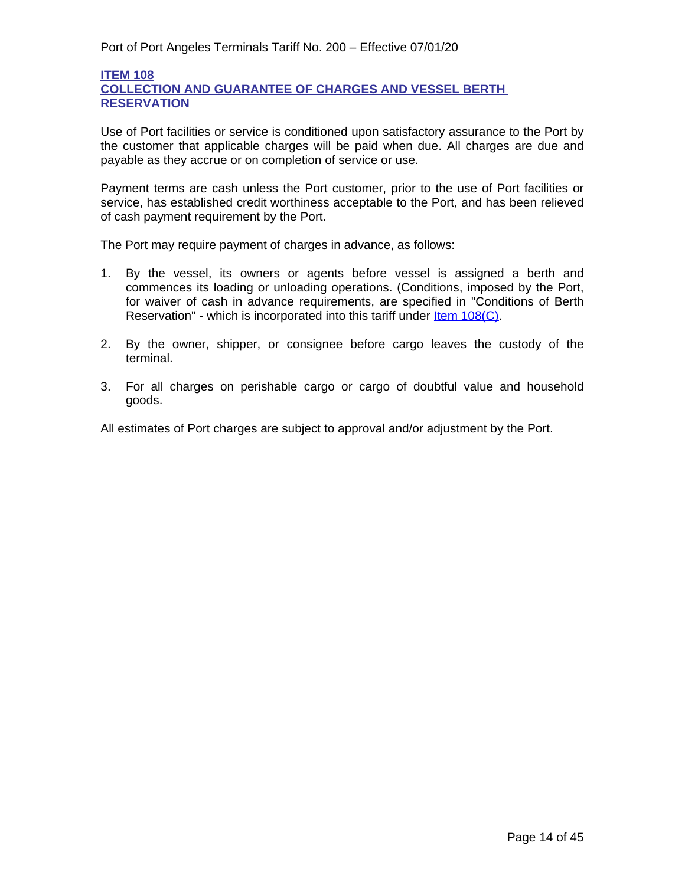## ITEM 108
## COLLECTION AND GUARANTEE OF CHARGES AND VESSEL BERTH RESERVATION

Use of Port facilities or service is conditioned upon satisfactory assurance to the Port by the customer that applicable charges will be paid when due. All charges are due and payable as they accrue or on completion of service or use.

Payment terms are cash unless the Port customer, prior to the use of Port facilities or service, has established credit worthiness acceptable to the Port, and has been relieved of cash payment requirement by the Port.

The Port may require payment of charges in advance, as follows:

1. By the vessel, its owners or agents before vessel is assigned a berth and commences its loading or unloading operations. (Conditions, imposed by the Port, for waiver of cash in advance requirements, are specified in "Conditions of Berth Reservation" - which is incorporated into this tariff under Item 108(C).

2. By the owner, shipper, or consignee before cargo leaves the custody of the terminal.

3. For all charges on perishable cargo or cargo of doubtful value and household goods.

All estimates of Port charges are subject to approval and/or adjustment by the Port.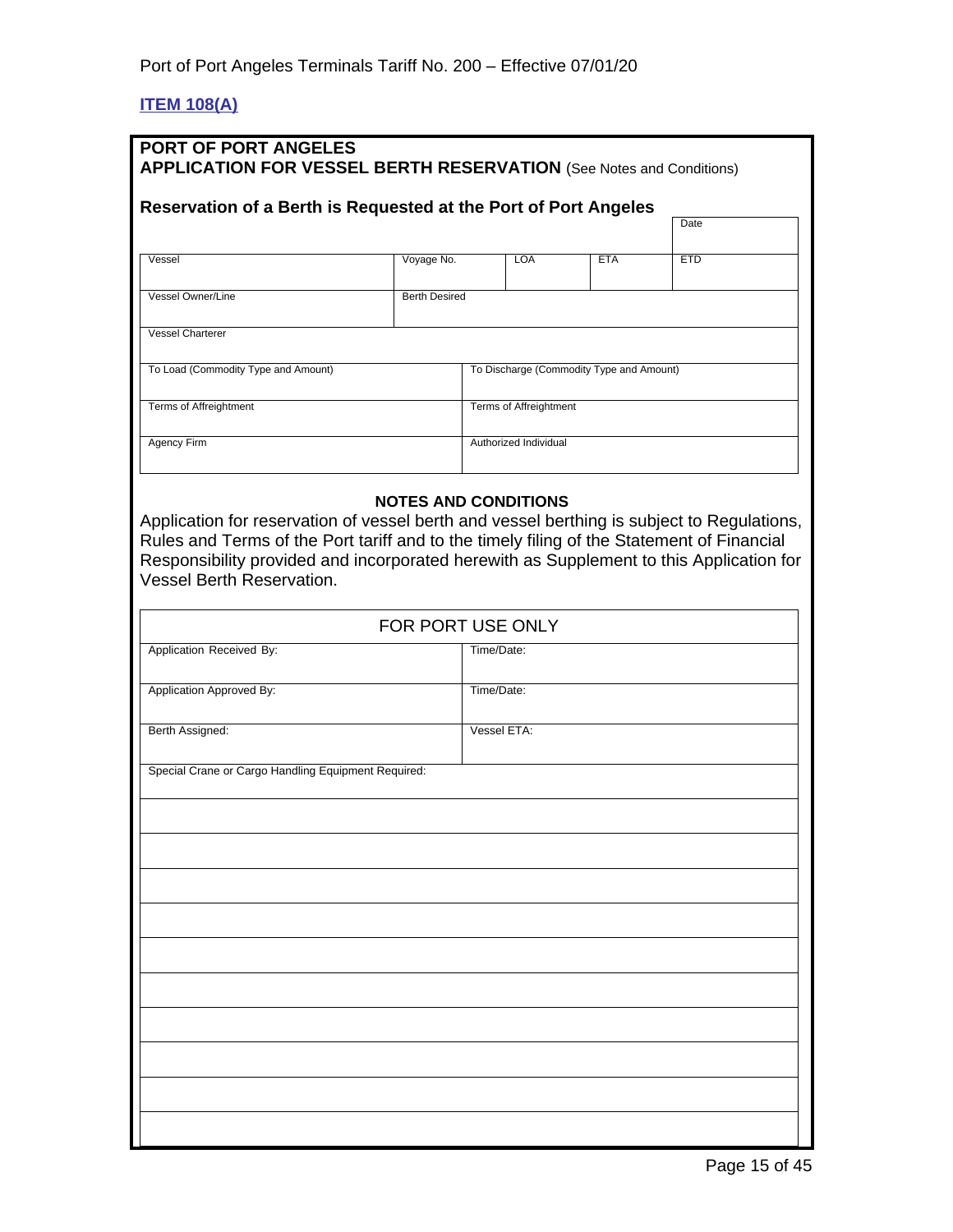**ITEM 108(A)**

**PORT OF PORT ANGELES**
**APPLICATION FOR VESSEL BERTH RESERVATION** (See Notes and Conditions)

**Reservation of a Berth is Requested at the Port of Port Angeles**

| | | | | Date |
|---|---|---|---|---|
| Vessel | Voyage No. | LOA | ETA | ETD |
| Vessel Owner/Line | Berth Desired | | | |
| Vessel Charterer | | | | |
| To Load (Commodity Type and Amount) | To Discharge (Commodity Type and Amount) | | | |
| Terms of Affreightment | Terms of Affreightment | | | |
| Agency Firm | Authorized Individual | | | |

**NOTES AND CONDITIONS**

Application for reservation of vessel berth and vessel berthing is subject to Regulations, Rules and Terms of the Port tariff and to the timely filing of the Statement of Financial Responsibility provided and incorporated herewith as Supplement to this Application for Vessel Berth Reservation.

| FOR PORT USE ONLY | |
|---|---|
| Application Received By: | Time/Date: |
| Application Approved By: | Time/Date: |
| Berth Assigned: | Vessel ETA: |
| Special Crane or Cargo Handling Equipment Required: | |
| | |
| | |
| | |
| | |
| | |
| | |
| | |
| | |
| | |
| | |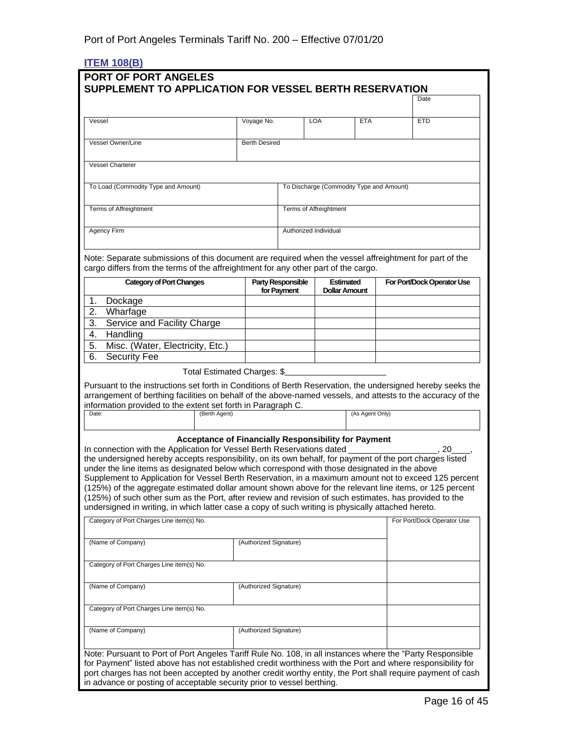## ITEM 108(B)

### PORT OF PORT ANGELES
### SUPPLEMENT TO APPLICATION FOR VESSEL BERTH RESERVATION

| | | | | Date |
|---|---|---|---|---|
| Vessel | Voyage No. | LOA | ETA | ETD |
| Vessel Owner/Line | Berth Desired | | | |
| Vessel Charterer | | | | |
| To Load (Commodity Type and Amount) | To Discharge (Commodity Type and Amount) | | | |
| Terms of Affreightment | Terms of Affreightment | | | |
| Agency Firm | Authorized Individual | | | |

Note: Separate submissions of this document are required when the vessel affreightment for part of the cargo differs from the terms of the affreightment for any other part of the cargo.

| Category of Port Changes | Party Responsible for Payment | Estimated Dollar Amount | For Port/Dock Operator Use |
|---|---|---|---|
| 1. Dockage | | | |
| 2. Wharfage | | | |
| 3. Service and Facility Charge | | | |
| 4. Handling | | | |
| 5. Misc. (Water, Electricity, Etc.) | | | |
| 6. Security Fee | | | |

Total Estimated Charges: $\_\_\_\_\_\_\_\_\_\_\_\_\_\_\_\_\_\_\_\_

Pursuant to the instructions set forth in Conditions of Berth Reservation, the undersigned hereby seeks the arrangement of berthing facilities on behalf of the above-named vessels, and attests to the accuracy of the information provided to the extent set forth in Paragraph C.

| Date: | (Berth Agent) | (As Agent Only) |
|---|---|---|

**Acceptance of Financially Responsibility for Payment**

In connection with the Application for Vessel Berth Reservations dated \_\_\_\_\_\_\_\_\_\_\_\_\_\_\_\_\_\_\_, 20\_\_\_\_, the undersigned hereby accepts responsibility, on its own behalf, for payment of the port charges listed under the line items as designated below which correspond with those designated in the above Supplement to Application for Vessel Berth Reservation, in a maximum amount not to exceed 125 percent (125%) of the aggregate estimated dollar amount shown above for the relevant line items, or 125 percent (125%) of such other sum as the Port, after review and revision of such estimates, has provided to the undersigned in writing, in which latter case a copy of such writing is physically attached hereto.

| Category of Port Charges Line item(s) No. | | For Port/Dock Operator Use |
|---|---|---|
| (Name of Company) | (Authorized Signature) | |
| Category of Port Charges Line item(s) No. | | |
| (Name of Company) | (Authorized Signature) | |
| Category of Port Charges Line item(s) No. | | |
| (Name of Company) | (Authorized Signature) | |

Note: Pursuant to Port of Port Angeles Tariff Rule No. 108, in all instances where the "Party Responsible for Payment" listed above has not established credit worthiness with the Port and where responsibility for port charges has not been accepted by another credit worthy entity, the Port shall require payment of cash in advance or posting of acceptable security prior to vessel berthing.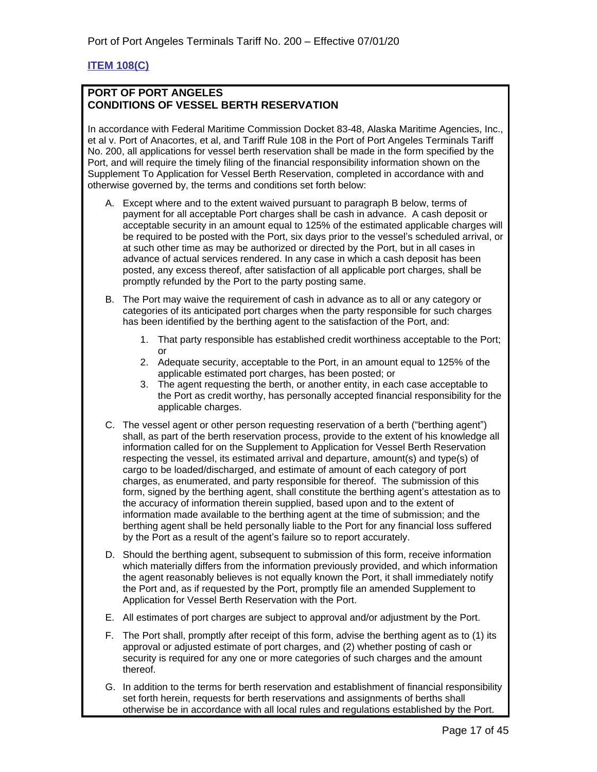## ITEM 108(C)

**PORT OF PORT ANGELES**
**CONDITIONS OF VESSEL BERTH RESERVATION**

In accordance with Federal Maritime Commission Docket 83-48, Alaska Maritime Agencies, Inc., et al v. Port of Anacortes, et al, and Tariff Rule 108 in the Port of Port Angeles Terminals Tariff No. 200, all applications for vessel berth reservation shall be made in the form specified by the Port, and will require the timely filing of the financial responsibility information shown on the Supplement To Application for Vessel Berth Reservation, completed in accordance with and otherwise governed by, the terms and conditions set forth below:

A. Except where and to the extent waived pursuant to paragraph B below, terms of payment for all acceptable Port charges shall be cash in advance. A cash deposit or acceptable security in an amount equal to 125% of the estimated applicable charges will be required to be posted with the Port, six days prior to the vessel's scheduled arrival, or at such other time as may be authorized or directed by the Port, but in all cases in advance of actual services rendered. In any case in which a cash deposit has been posted, any excess thereof, after satisfaction of all applicable port charges, shall be promptly refunded by the Port to the party posting same.

B. The Port may waive the requirement of cash in advance as to all or any category or categories of its anticipated port charges when the party responsible for such charges has been identified by the berthing agent to the satisfaction of the Port, and:

   1. That party responsible has established credit worthiness acceptable to the Port; or
   2. Adequate security, acceptable to the Port, in an amount equal to 125% of the applicable estimated port charges, has been posted; or
   3. The agent requesting the berth, or another entity, in each case acceptable to the Port as credit worthy, has personally accepted financial responsibility for the applicable charges.

C. The vessel agent or other person requesting reservation of a berth ("berthing agent") shall, as part of the berth reservation process, provide to the extent of his knowledge all information called for on the Supplement to Application for Vessel Berth Reservation respecting the vessel, its estimated arrival and departure, amount(s) and type(s) of cargo to be loaded/discharged, and estimate of amount of each category of port charges, as enumerated, and party responsible for thereof. The submission of this form, signed by the berthing agent, shall constitute the berthing agent's attestation as to the accuracy of information therein supplied, based upon and to the extent of information made available to the berthing agent at the time of submission; and the berthing agent shall be held personally liable to the Port for any financial loss suffered by the Port as a result of the agent's failure so to report accurately.

D. Should the berthing agent, subsequent to submission of this form, receive information which materially differs from the information previously provided, and which information the agent reasonably believes is not equally known the Port, it shall immediately notify the Port and, as if requested by the Port, promptly file an amended Supplement to Application for Vessel Berth Reservation with the Port.

E. All estimates of port charges are subject to approval and/or adjustment by the Port.

F. The Port shall, promptly after receipt of this form, advise the berthing agent as to (1) its approval or adjusted estimate of port charges, and (2) whether posting of cash or security is required for any one or more categories of such charges and the amount thereof.

G. In addition to the terms for berth reservation and establishment of financial responsibility set forth herein, requests for berth reservations and assignments of berths shall otherwise be in accordance with all local rules and regulations established by the Port.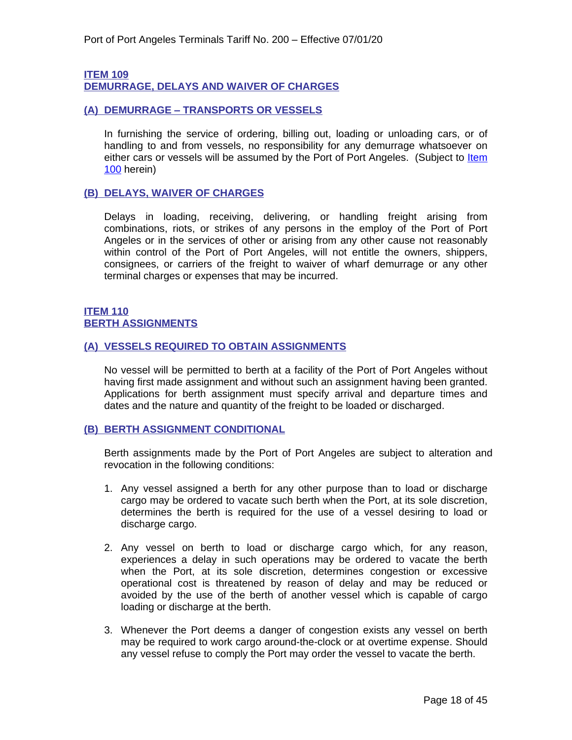## ITEM 109
## DEMURRAGE, DELAYS AND WAIVER OF CHARGES

### (A) DEMURRAGE – TRANSPORTS OR VESSELS

In furnishing the service of ordering, billing out, loading or unloading cars, or of handling to and from vessels, no responsibility for any demurrage whatsoever on either cars or vessels will be assumed by the Port of Port Angeles. (Subject to Item 100 herein)

### (B) DELAYS, WAIVER OF CHARGES

Delays in loading, receiving, delivering, or handling freight arising from combinations, riots, or strikes of any persons in the employ of the Port of Port Angeles or in the services of other or arising from any other cause not reasonably within control of the Port of Port Angeles, will not entitle the owners, shippers, consignees, or carriers of the freight to waiver of wharf demurrage or any other terminal charges or expenses that may be incurred.

## ITEM 110
## BERTH ASSIGNMENTS

### (A) VESSELS REQUIRED TO OBTAIN ASSIGNMENTS

No vessel will be permitted to berth at a facility of the Port of Port Angeles without having first made assignment and without such an assignment having been granted. Applications for berth assignment must specify arrival and departure times and dates and the nature and quantity of the freight to be loaded or discharged.

### (B) BERTH ASSIGNMENT CONDITIONAL

Berth assignments made by the Port of Port Angeles are subject to alteration and revocation in the following conditions:

1. Any vessel assigned a berth for any other purpose than to load or discharge cargo may be ordered to vacate such berth when the Port, at its sole discretion, determines the berth is required for the use of a vessel desiring to load or discharge cargo.

2. Any vessel on berth to load or discharge cargo which, for any reason, experiences a delay in such operations may be ordered to vacate the berth when the Port, at its sole discretion, determines congestion or excessive operational cost is threatened by reason of delay and may be reduced or avoided by the use of the berth of another vessel which is capable of cargo loading or discharge at the berth.

3. Whenever the Port deems a danger of congestion exists any vessel on berth may be required to work cargo around-the-clock or at overtime expense. Should any vessel refuse to comply the Port may order the vessel to vacate the berth.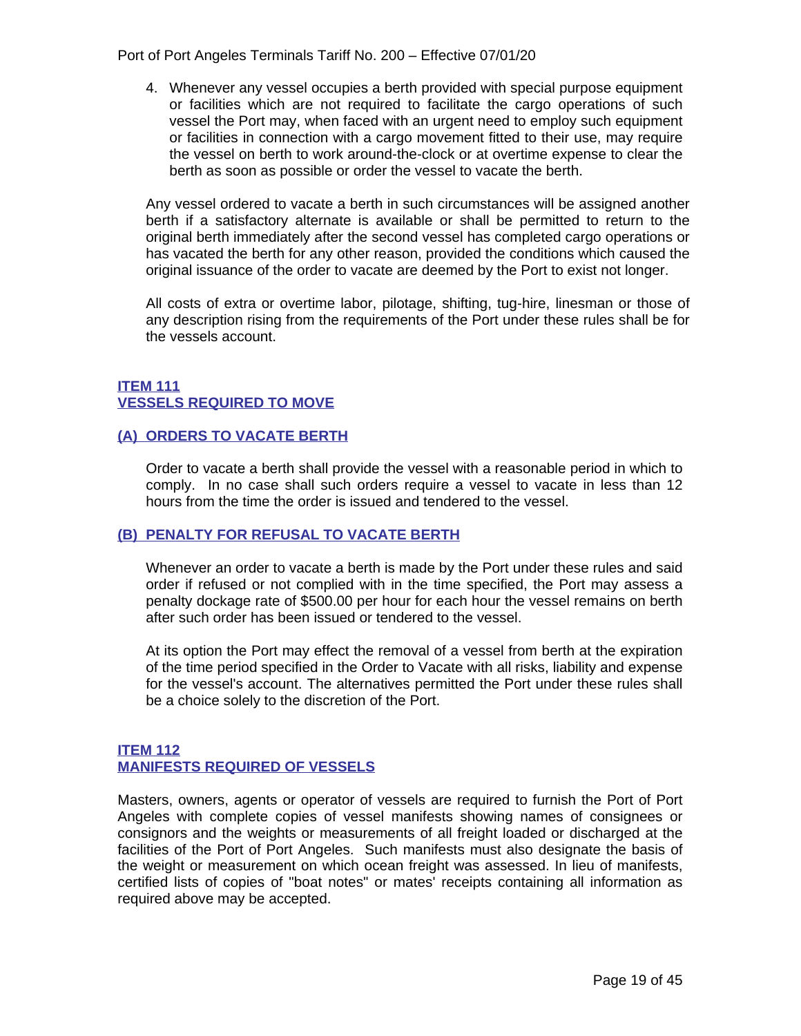4. Whenever any vessel occupies a berth provided with special purpose equipment or facilities which are not required to facilitate the cargo operations of such vessel the Port may, when faced with an urgent need to employ such equipment or facilities in connection with a cargo movement fitted to their use, may require the vessel on berth to work around-the-clock or at overtime expense to clear the berth as soon as possible or order the vessel to vacate the berth.

Any vessel ordered to vacate a berth in such circumstances will be assigned another berth if a satisfactory alternate is available or shall be permitted to return to the original berth immediately after the second vessel has completed cargo operations or has vacated the berth for any other reason, provided the conditions which caused the original issuance of the order to vacate are deemed by the Port to exist not longer.

All costs of extra or overtime labor, pilotage, shifting, tug-hire, linesman or those of any description rising from the requirements of the Port under these rules shall be for the vessels account.

## ITEM 111
## VESSELS REQUIRED TO MOVE

### (A) ORDERS TO VACATE BERTH

Order to vacate a berth shall provide the vessel with a reasonable period in which to comply. In no case shall such orders require a vessel to vacate in less than 12 hours from the time the order is issued and tendered to the vessel.

### (B) PENALTY FOR REFUSAL TO VACATE BERTH

Whenever an order to vacate a berth is made by the Port under these rules and said order if refused or not complied with in the time specified, the Port may assess a penalty dockage rate of $500.00 per hour for each hour the vessel remains on berth after such order has been issued or tendered to the vessel.

At its option the Port may effect the removal of a vessel from berth at the expiration of the time period specified in the Order to Vacate with all risks, liability and expense for the vessel's account. The alternatives permitted the Port under these rules shall be a choice solely to the discretion of the Port.

## ITEM 112
## MANIFESTS REQUIRED OF VESSELS

Masters, owners, agents or operator of vessels are required to furnish the Port of Port Angeles with complete copies of vessel manifests showing names of consignees or consignors and the weights or measurements of all freight loaded or discharged at the facilities of the Port of Port Angeles. Such manifests must also designate the basis of the weight or measurement on which ocean freight was assessed. In lieu of manifests, certified lists of copies of "boat notes" or mates' receipts containing all information as required above may be accepted.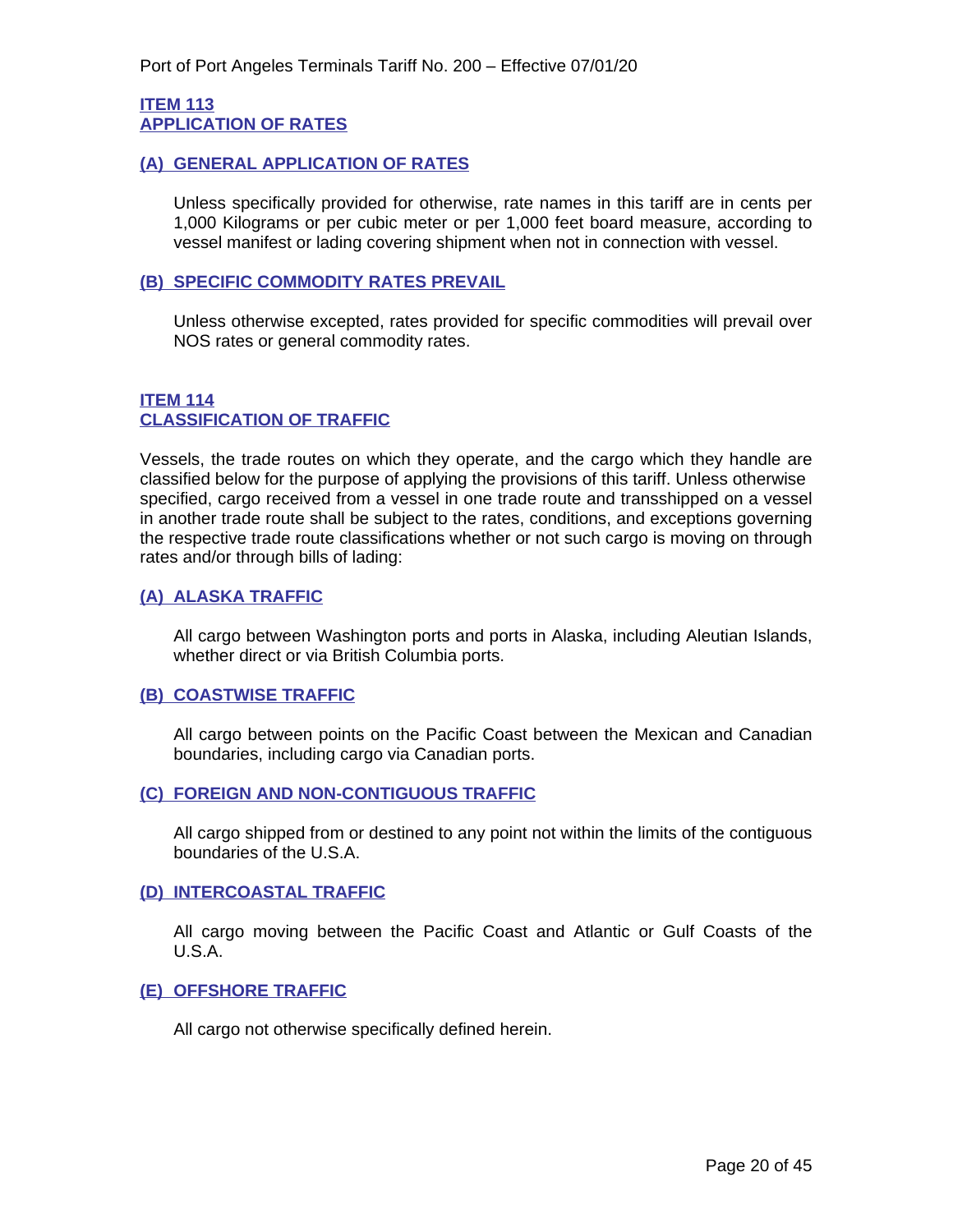## ITEM 113
## APPLICATION OF RATES

### (A) GENERAL APPLICATION OF RATES

Unless specifically provided for otherwise, rate names in this tariff are in cents per 1,000 Kilograms or per cubic meter or per 1,000 feet board measure, according to vessel manifest or lading covering shipment when not in connection with vessel.

### (B) SPECIFIC COMMODITY RATES PREVAIL

Unless otherwise excepted, rates provided for specific commodities will prevail over NOS rates or general commodity rates.

## ITEM 114
## CLASSIFICATION OF TRAFFIC

Vessels, the trade routes on which they operate, and the cargo which they handle are classified below for the purpose of applying the provisions of this tariff. Unless otherwise specified, cargo received from a vessel in one trade route and transshipped on a vessel in another trade route shall be subject to the rates, conditions, and exceptions governing the respective trade route classifications whether or not such cargo is moving on through rates and/or through bills of lading:

### (A) ALASKA TRAFFIC

All cargo between Washington ports and ports in Alaska, including Aleutian Islands, whether direct or via British Columbia ports.

### (B) COASTWISE TRAFFIC

All cargo between points on the Pacific Coast between the Mexican and Canadian boundaries, including cargo via Canadian ports.

### (C) FOREIGN AND NON-CONTIGUOUS TRAFFIC

All cargo shipped from or destined to any point not within the limits of the contiguous boundaries of the U.S.A.

### (D) INTERCOASTAL TRAFFIC

All cargo moving between the Pacific Coast and Atlantic or Gulf Coasts of the U.S.A.

### (E) OFFSHORE TRAFFIC

All cargo not otherwise specifically defined herein.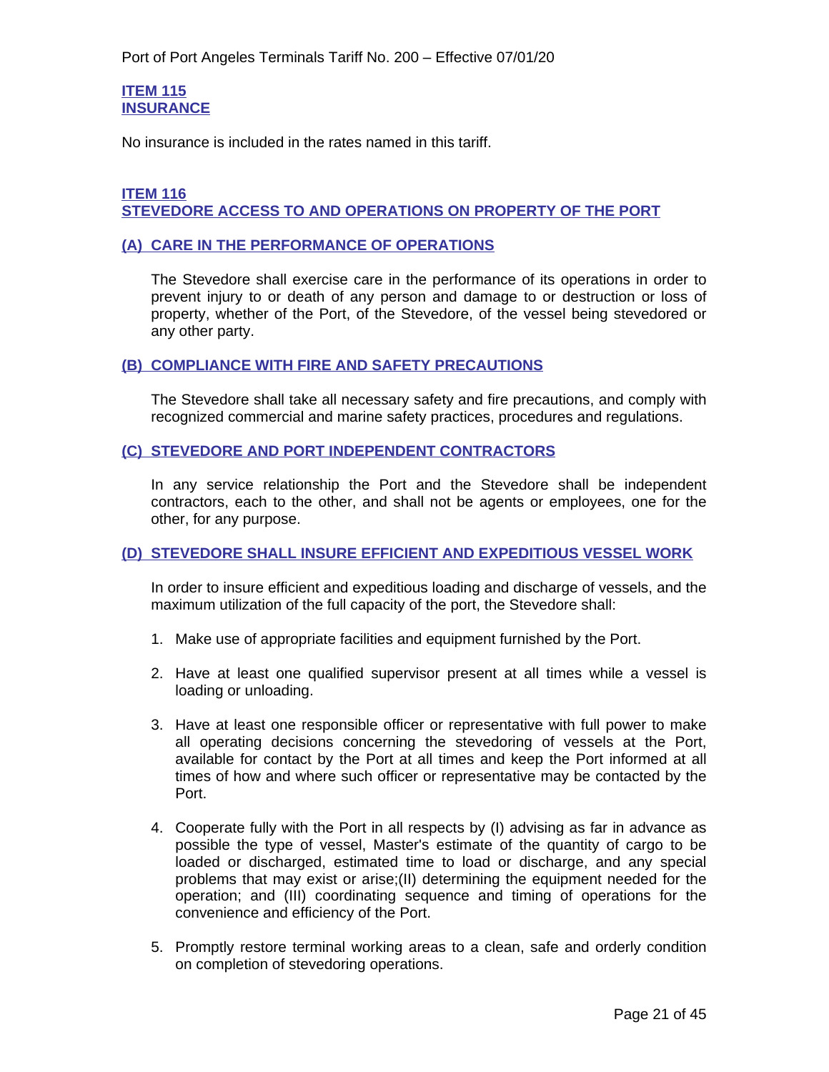## ITEM 115
## INSURANCE

No insurance is included in the rates named in this tariff.

## ITEM 116
## STEVEDORE ACCESS TO AND OPERATIONS ON PROPERTY OF THE PORT

### (A) CARE IN THE PERFORMANCE OF OPERATIONS

The Stevedore shall exercise care in the performance of its operations in order to prevent injury to or death of any person and damage to or destruction or loss of property, whether of the Port, of the Stevedore, of the vessel being stevedored or any other party.

### (B) COMPLIANCE WITH FIRE AND SAFETY PRECAUTIONS

The Stevedore shall take all necessary safety and fire precautions, and comply with recognized commercial and marine safety practices, procedures and regulations.

### (C) STEVEDORE AND PORT INDEPENDENT CONTRACTORS

In any service relationship the Port and the Stevedore shall be independent contractors, each to the other, and shall not be agents or employees, one for the other, for any purpose.

### (D) STEVEDORE SHALL INSURE EFFICIENT AND EXPEDITIOUS VESSEL WORK

In order to insure efficient and expeditious loading and discharge of vessels, and the maximum utilization of the full capacity of the port, the Stevedore shall:

1. Make use of appropriate facilities and equipment furnished by the Port.

2. Have at least one qualified supervisor present at all times while a vessel is loading or unloading.

3. Have at least one responsible officer or representative with full power to make all operating decisions concerning the stevedoring of vessels at the Port, available for contact by the Port at all times and keep the Port informed at all times of how and where such officer or representative may be contacted by the Port.

4. Cooperate fully with the Port in all respects by (I) advising as far in advance as possible the type of vessel, Master's estimate of the quantity of cargo to be loaded or discharged, estimated time to load or discharge, and any special problems that may exist or arise;(II) determining the equipment needed for the operation; and (III) coordinating sequence and timing of operations for the convenience and efficiency of the Port.

5. Promptly restore terminal working areas to a clean, safe and orderly condition on completion of stevedoring operations.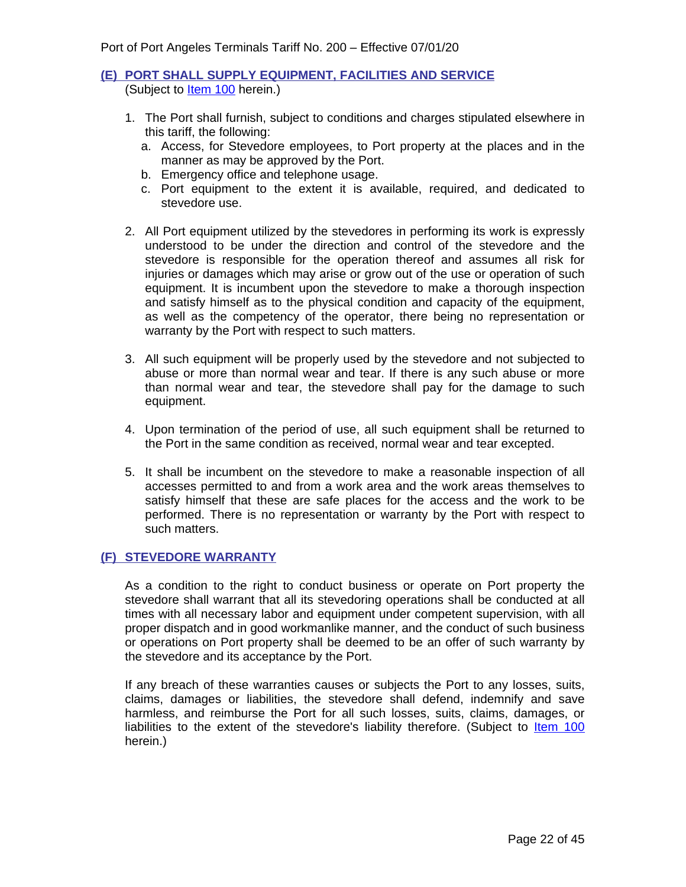### (E) PORT SHALL SUPPLY EQUIPMENT, FACILITIES AND SERVICE

(Subject to Item 100 herein.)

1. The Port shall furnish, subject to conditions and charges stipulated elsewhere in this tariff, the following:
   a. Access, for Stevedore employees, to Port property at the places and in the manner as may be approved by the Port.
   b. Emergency office and telephone usage.
   c. Port equipment to the extent it is available, required, and dedicated to stevedore use.

2. All Port equipment utilized by the stevedores in performing its work is expressly understood to be under the direction and control of the stevedore and the stevedore is responsible for the operation thereof and assumes all risk for injuries or damages which may arise or grow out of the use or operation of such equipment. It is incumbent upon the stevedore to make a thorough inspection and satisfy himself as to the physical condition and capacity of the equipment, as well as the competency of the operator, there being no representation or warranty by the Port with respect to such matters.

3. All such equipment will be properly used by the stevedore and not subjected to abuse or more than normal wear and tear. If there is any such abuse or more than normal wear and tear, the stevedore shall pay for the damage to such equipment.

4. Upon termination of the period of use, all such equipment shall be returned to the Port in the same condition as received, normal wear and tear excepted.

5. It shall be incumbent on the stevedore to make a reasonable inspection of all accesses permitted to and from a work area and the work areas themselves to satisfy himself that these are safe places for the access and the work to be performed. There is no representation or warranty by the Port with respect to such matters.

### (F) STEVEDORE WARRANTY

As a condition to the right to conduct business or operate on Port property the stevedore shall warrant that all its stevedoring operations shall be conducted at all times with all necessary labor and equipment under competent supervision, with all proper dispatch and in good workmanlike manner, and the conduct of such business or operations on Port property shall be deemed to be an offer of such warranty by the stevedore and its acceptance by the Port.

If any breach of these warranties causes or subjects the Port to any losses, suits, claims, damages or liabilities, the stevedore shall defend, indemnify and save harmless, and reimburse the Port for all such losses, suits, claims, damages, or liabilities to the extent of the stevedore's liability therefore. (Subject to Item 100 herein.)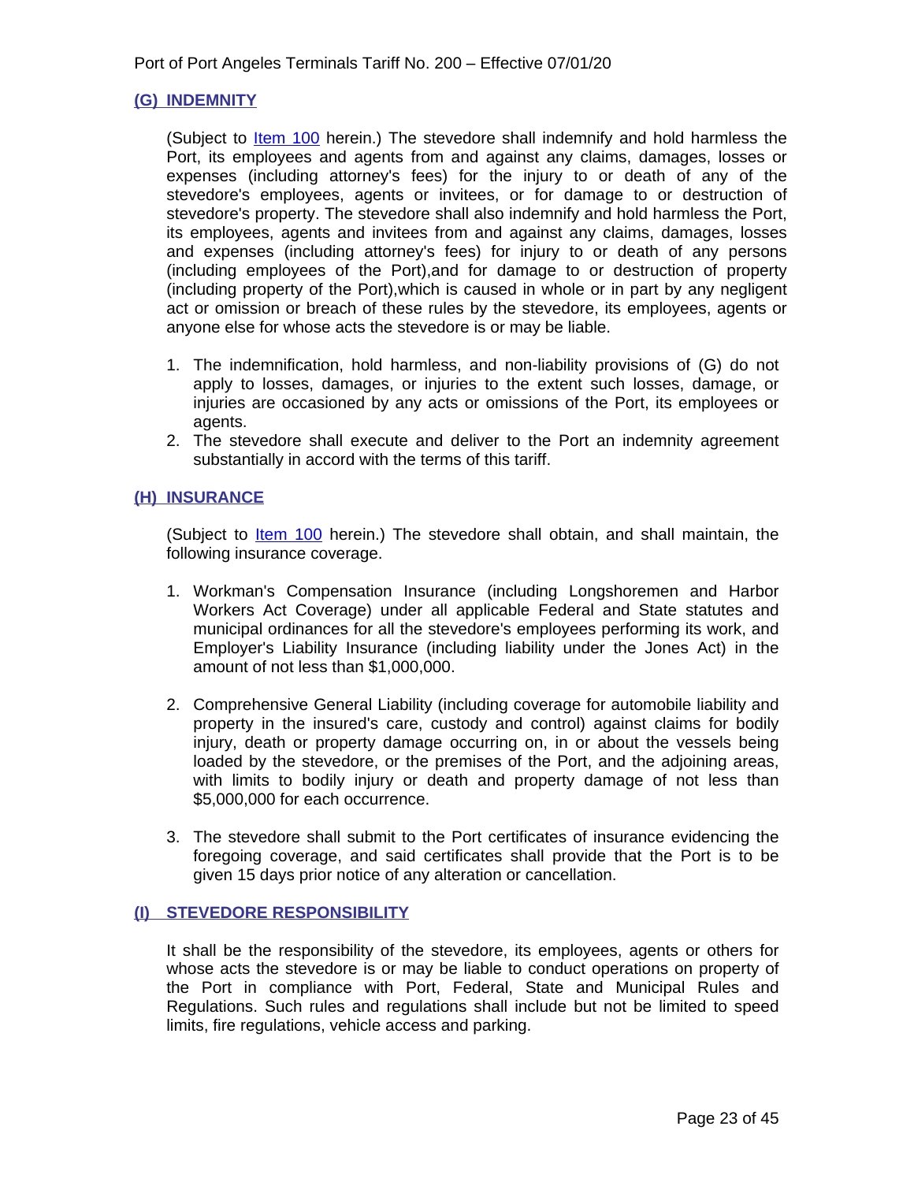## (G) INDEMNITY

(Subject to Item 100 herein.) The stevedore shall indemnify and hold harmless the Port, its employees and agents from and against any claims, damages, losses or expenses (including attorney's fees) for the injury to or death of any of the stevedore's employees, agents or invitees, or for damage to or destruction of stevedore's property. The stevedore shall also indemnify and hold harmless the Port, its employees, agents and invitees from and against any claims, damages, losses and expenses (including attorney's fees) for injury to or death of any persons (including employees of the Port),and for damage to or destruction of property (including property of the Port),which is caused in whole or in part by any negligent act or omission or breach of these rules by the stevedore, its employees, agents or anyone else for whose acts the stevedore is or may be liable.

1. The indemnification, hold harmless, and non-liability provisions of (G) do not apply to losses, damages, or injuries to the extent such losses, damage, or injuries are occasioned by any acts or omissions of the Port, its employees or agents.
2. The stevedore shall execute and deliver to the Port an indemnity agreement substantially in accord with the terms of this tariff.

## (H) INSURANCE

(Subject to Item 100 herein.) The stevedore shall obtain, and shall maintain, the following insurance coverage.

1. Workman's Compensation Insurance (including Longshoremen and Harbor Workers Act Coverage) under all applicable Federal and State statutes and municipal ordinances for all the stevedore's employees performing its work, and Employer's Liability Insurance (including liability under the Jones Act) in the amount of not less than $1,000,000.

2. Comprehensive General Liability (including coverage for automobile liability and property in the insured's care, custody and control) against claims for bodily injury, death or property damage occurring on, in or about the vessels being loaded by the stevedore, or the premises of the Port, and the adjoining areas, with limits to bodily injury or death and property damage of not less than $5,000,000 for each occurrence.

3. The stevedore shall submit to the Port certificates of insurance evidencing the foregoing coverage, and said certificates shall provide that the Port is to be given 15 days prior notice of any alteration or cancellation.

## (I) STEVEDORE RESPONSIBILITY

It shall be the responsibility of the stevedore, its employees, agents or others for whose acts the stevedore is or may be liable to conduct operations on property of the Port in compliance with Port, Federal, State and Municipal Rules and Regulations. Such rules and regulations shall include but not be limited to speed limits, fire regulations, vehicle access and parking.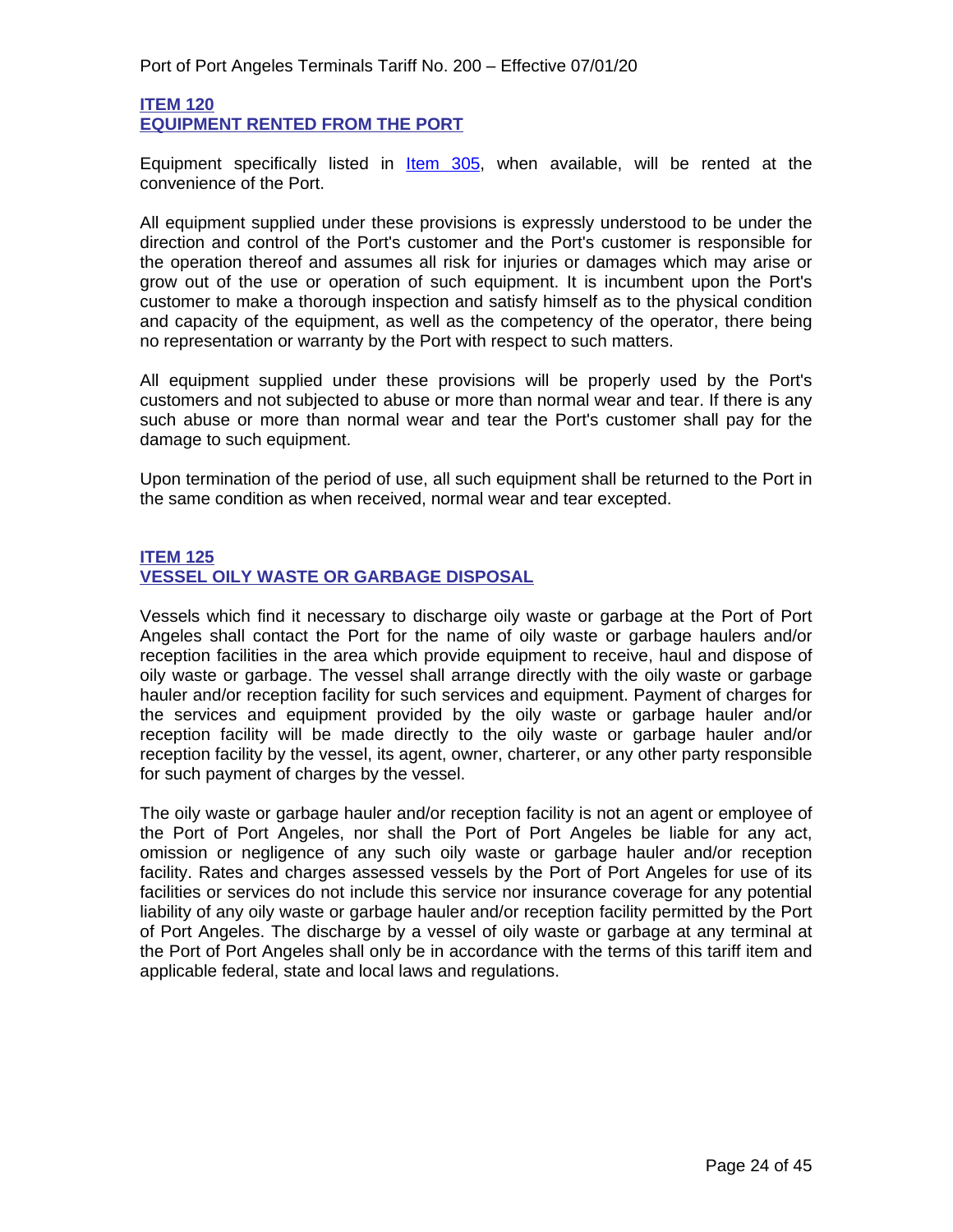## ITEM 120
## EQUIPMENT RENTED FROM THE PORT

Equipment specifically listed in Item 305, when available, will be rented at the convenience of the Port.

All equipment supplied under these provisions is expressly understood to be under the direction and control of the Port's customer and the Port's customer is responsible for the operation thereof and assumes all risk for injuries or damages which may arise or grow out of the use or operation of such equipment. It is incumbent upon the Port's customer to make a thorough inspection and satisfy himself as to the physical condition and capacity of the equipment, as well as the competency of the operator, there being no representation or warranty by the Port with respect to such matters.

All equipment supplied under these provisions will be properly used by the Port's customers and not subjected to abuse or more than normal wear and tear. If there is any such abuse or more than normal wear and tear the Port's customer shall pay for the damage to such equipment.

Upon termination of the period of use, all such equipment shall be returned to the Port in the same condition as when received, normal wear and tear excepted.

## ITEM 125
## VESSEL OILY WASTE OR GARBAGE DISPOSAL

Vessels which find it necessary to discharge oily waste or garbage at the Port of Port Angeles shall contact the Port for the name of oily waste or garbage haulers and/or reception facilities in the area which provide equipment to receive, haul and dispose of oily waste or garbage. The vessel shall arrange directly with the oily waste or garbage hauler and/or reception facility for such services and equipment. Payment of charges for the services and equipment provided by the oily waste or garbage hauler and/or reception facility will be made directly to the oily waste or garbage hauler and/or reception facility by the vessel, its agent, owner, charterer, or any other party responsible for such payment of charges by the vessel.

The oily waste or garbage hauler and/or reception facility is not an agent or employee of the Port of Port Angeles, nor shall the Port of Port Angeles be liable for any act, omission or negligence of any such oily waste or garbage hauler and/or reception facility. Rates and charges assessed vessels by the Port of Port Angeles for use of its facilities or services do not include this service nor insurance coverage for any potential liability of any oily waste or garbage hauler and/or reception facility permitted by the Port of Port Angeles. The discharge by a vessel of oily waste or garbage at any terminal at the Port of Port Angeles shall only be in accordance with the terms of this tariff item and applicable federal, state and local laws and regulations.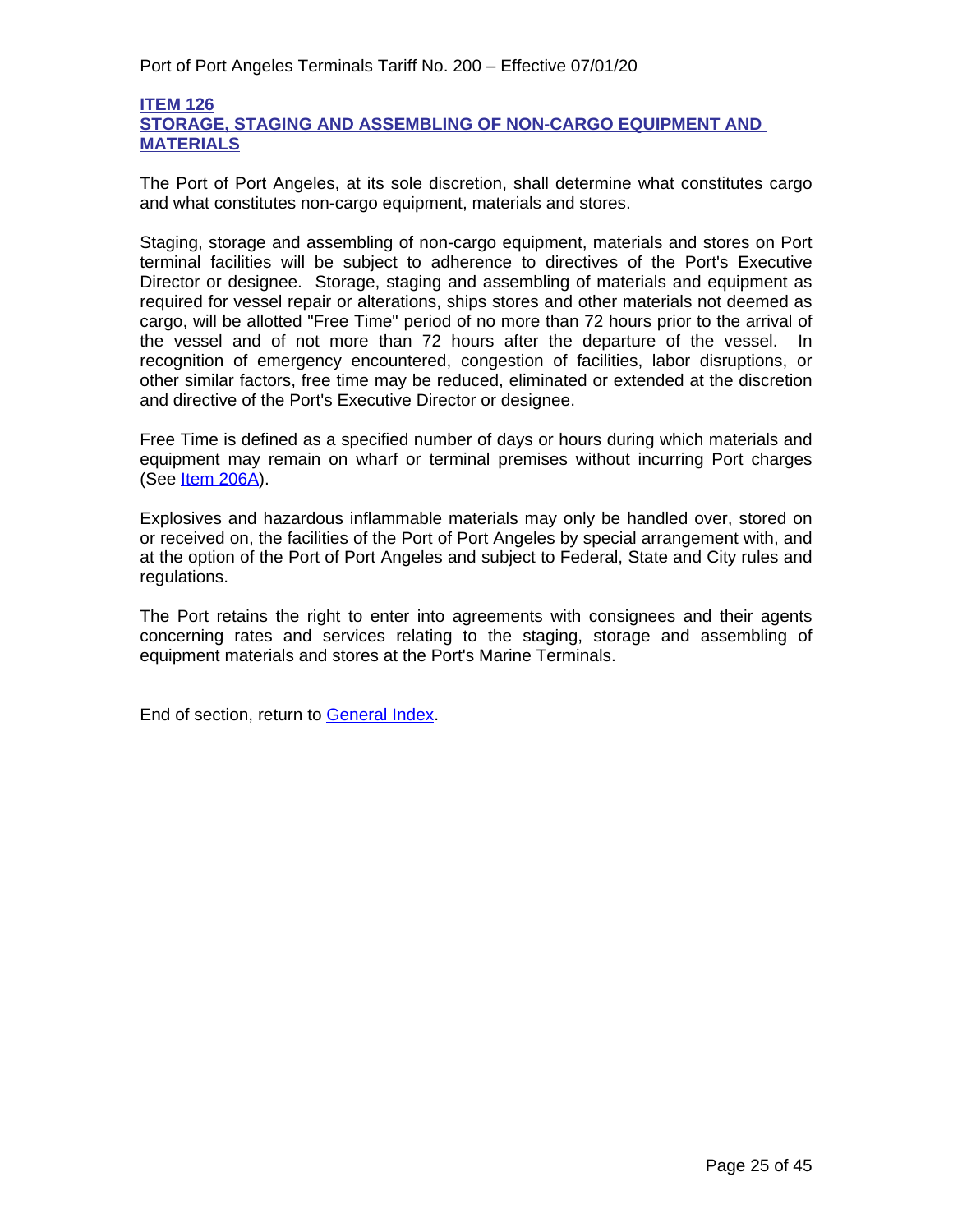## ITEM 126
## STORAGE, STAGING AND ASSEMBLING OF NON-CARGO EQUIPMENT AND MATERIALS

The Port of Port Angeles, at its sole discretion, shall determine what constitutes cargo and what constitutes non-cargo equipment, materials and stores.

Staging, storage and assembling of non-cargo equipment, materials and stores on Port terminal facilities will be subject to adherence to directives of the Port's Executive Director or designee. Storage, staging and assembling of materials and equipment as required for vessel repair or alterations, ships stores and other materials not deemed as cargo, will be allotted "Free Time" period of no more than 72 hours prior to the arrival of the vessel and of not more than 72 hours after the departure of the vessel. In recognition of emergency encountered, congestion of facilities, labor disruptions, or other similar factors, free time may be reduced, eliminated or extended at the discretion and directive of the Port's Executive Director or designee.

Free Time is defined as a specified number of days or hours during which materials and equipment may remain on wharf or terminal premises without incurring Port charges (See Item 206A).

Explosives and hazardous inflammable materials may only be handled over, stored on or received on, the facilities of the Port of Port Angeles by special arrangement with, and at the option of the Port of Port Angeles and subject to Federal, State and City rules and regulations.

The Port retains the right to enter into agreements with consignees and their agents concerning rates and services relating to the staging, storage and assembling of equipment materials and stores at the Port's Marine Terminals.

End of section, return to General Index.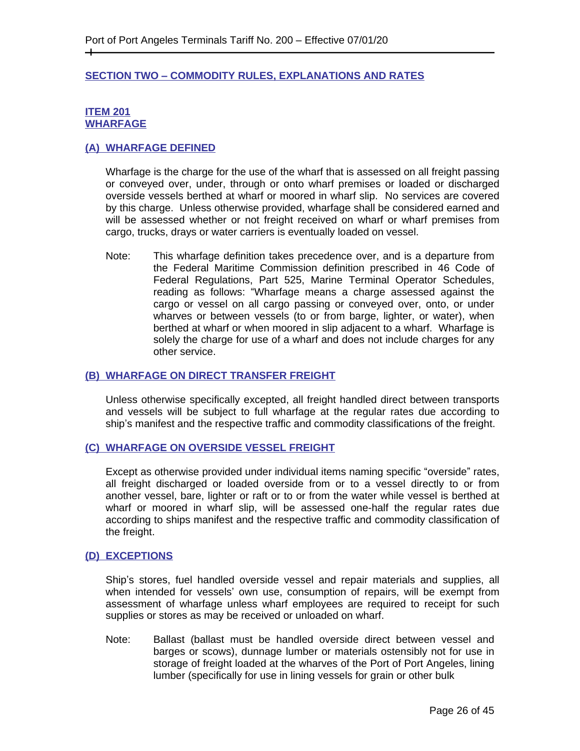## SECTION TWO – COMMODITY RULES, EXPLANATIONS AND RATES

### ITEM 201
### WHARFAGE

#### (A) WHARFAGE DEFINED

Wharfage is the charge for the use of the wharf that is assessed on all freight passing or conveyed over, under, through or onto wharf premises or loaded or discharged overside vessels berthed at wharf or moored in wharf slip. No services are covered by this charge. Unless otherwise provided, wharfage shall be considered earned and will be assessed whether or not freight received on wharf or wharf premises from cargo, trucks, drays or water carriers is eventually loaded on vessel.

Note: This wharfage definition takes precedence over, and is a departure from the Federal Maritime Commission definition prescribed in 46 Code of Federal Regulations, Part 525, Marine Terminal Operator Schedules, reading as follows: "Wharfage means a charge assessed against the cargo or vessel on all cargo passing or conveyed over, onto, or under wharves or between vessels (to or from barge, lighter, or water), when berthed at wharf or when moored in slip adjacent to a wharf. Wharfage is solely the charge for use of a wharf and does not include charges for any other service.

#### (B) WHARFAGE ON DIRECT TRANSFER FREIGHT

Unless otherwise specifically excepted, all freight handled direct between transports and vessels will be subject to full wharfage at the regular rates due according to ship's manifest and the respective traffic and commodity classifications of the freight.

#### (C) WHARFAGE ON OVERSIDE VESSEL FREIGHT

Except as otherwise provided under individual items naming specific "overside" rates, all freight discharged or loaded overside from or to a vessel directly to or from another vessel, bare, lighter or raft or to or from the water while vessel is berthed at wharf or moored in wharf slip, will be assessed one-half the regular rates due according to ships manifest and the respective traffic and commodity classification of the freight.

#### (D) EXCEPTIONS

Ship's stores, fuel handled overside vessel and repair materials and supplies, all when intended for vessels' own use, consumption of repairs, will be exempt from assessment of wharfage unless wharf employees are required to receipt for such supplies or stores as may be received or unloaded on wharf.

Note: Ballast (ballast must be handled overside direct between vessel and barges or scows), dunnage lumber or materials ostensibly not for use in storage of freight loaded at the wharves of the Port of Port Angeles, lining lumber (specifically for use in lining vessels for grain or other bulk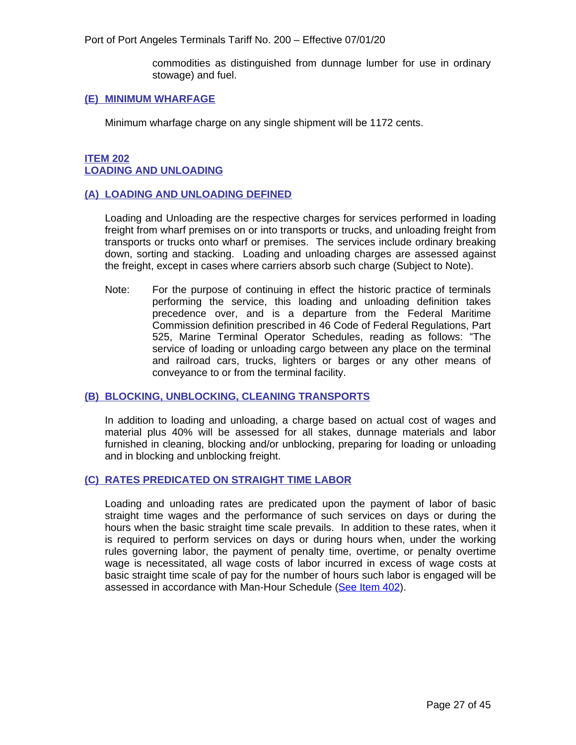commodities as distinguished from dunnage lumber for use in ordinary stowage) and fuel.

### (E) MINIMUM WHARFAGE

Minimum wharfage charge on any single shipment will be 1172 cents.

## ITEM 202
## LOADING AND UNLOADING

### (A) LOADING AND UNLOADING DEFINED

Loading and Unloading are the respective charges for services performed in loading freight from wharf premises on or into transports or trucks, and unloading freight from transports or trucks onto wharf or premises. The services include ordinary breaking down, sorting and stacking. Loading and unloading charges are assessed against the freight, except in cases where carriers absorb such charge (Subject to Note).

Note: For the purpose of continuing in effect the historic practice of terminals performing the service, this loading and unloading definition takes precedence over, and is a departure from the Federal Maritime Commission definition prescribed in 46 Code of Federal Regulations, Part 525, Marine Terminal Operator Schedules, reading as follows: "The service of loading or unloading cargo between any place on the terminal and railroad cars, trucks, lighters or barges or any other means of conveyance to or from the terminal facility.

### (B) BLOCKING, UNBLOCKING, CLEANING TRANSPORTS

In addition to loading and unloading, a charge based on actual cost of wages and material plus 40% will be assessed for all stakes, dunnage materials and labor furnished in cleaning, blocking and/or unblocking, preparing for loading or unloading and in blocking and unblocking freight.

### (C) RATES PREDICATED ON STRAIGHT TIME LABOR

Loading and unloading rates are predicated upon the payment of labor of basic straight time wages and the performance of such services on days or during the hours when the basic straight time scale prevails. In addition to these rates, when it is required to perform services on days or during hours when, under the working rules governing labor, the payment of penalty time, overtime, or penalty overtime wage is necessitated, all wage costs of labor incurred in excess of wage costs at basic straight time scale of pay for the number of hours such labor is engaged will be assessed in accordance with Man-Hour Schedule (See Item 402).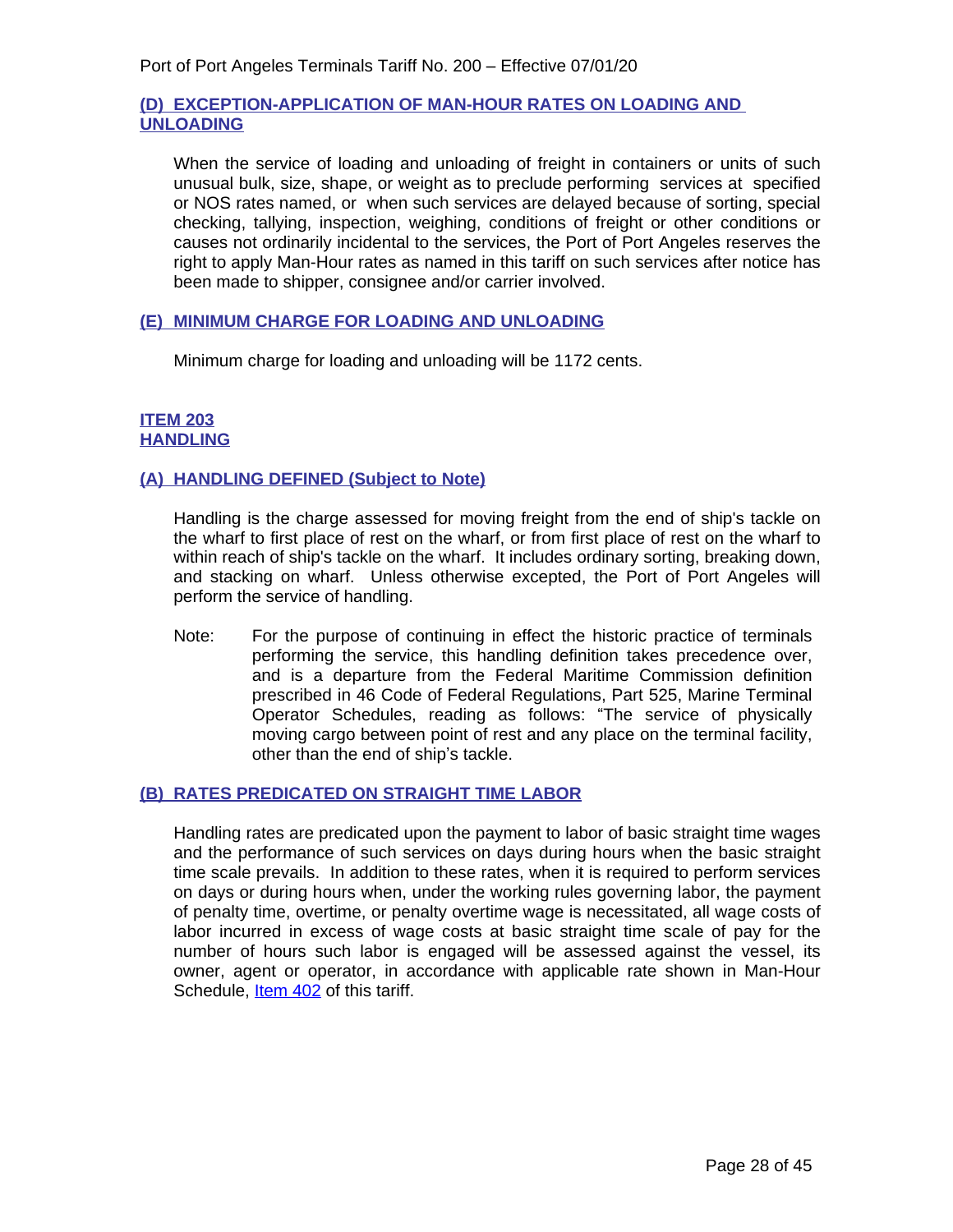### (D) EXCEPTION-APPLICATION OF MAN-HOUR RATES ON LOADING AND UNLOADING

When the service of loading and unloading of freight in containers or units of such unusual bulk, size, shape, or weight as to preclude performing services at specified or NOS rates named, or when such services are delayed because of sorting, special checking, tallying, inspection, weighing, conditions of freight or other conditions or causes not ordinarily incidental to the services, the Port of Port Angeles reserves the right to apply Man-Hour rates as named in this tariff on such services after notice has been made to shipper, consignee and/or carrier involved.

### (E) MINIMUM CHARGE FOR LOADING AND UNLOADING

Minimum charge for loading and unloading will be 1172 cents.

## ITEM 203
## HANDLING

### (A) HANDLING DEFINED (Subject to Note)

Handling is the charge assessed for moving freight from the end of ship's tackle on the wharf to first place of rest on the wharf, or from first place of rest on the wharf to within reach of ship's tackle on the wharf. It includes ordinary sorting, breaking down, and stacking on wharf. Unless otherwise excepted, the Port of Port Angeles will perform the service of handling.

Note: For the purpose of continuing in effect the historic practice of terminals performing the service, this handling definition takes precedence over, and is a departure from the Federal Maritime Commission definition prescribed in 46 Code of Federal Regulations, Part 525, Marine Terminal Operator Schedules, reading as follows: "The service of physically moving cargo between point of rest and any place on the terminal facility, other than the end of ship's tackle.

### (B) RATES PREDICATED ON STRAIGHT TIME LABOR

Handling rates are predicated upon the payment to labor of basic straight time wages and the performance of such services on days during hours when the basic straight time scale prevails. In addition to these rates, when it is required to perform services on days or during hours when, under the working rules governing labor, the payment of penalty time, overtime, or penalty overtime wage is necessitated, all wage costs of labor incurred in excess of wage costs at basic straight time scale of pay for the number of hours such labor is engaged will be assessed against the vessel, its owner, agent or operator, in accordance with applicable rate shown in Man-Hour Schedule, Item 402 of this tariff.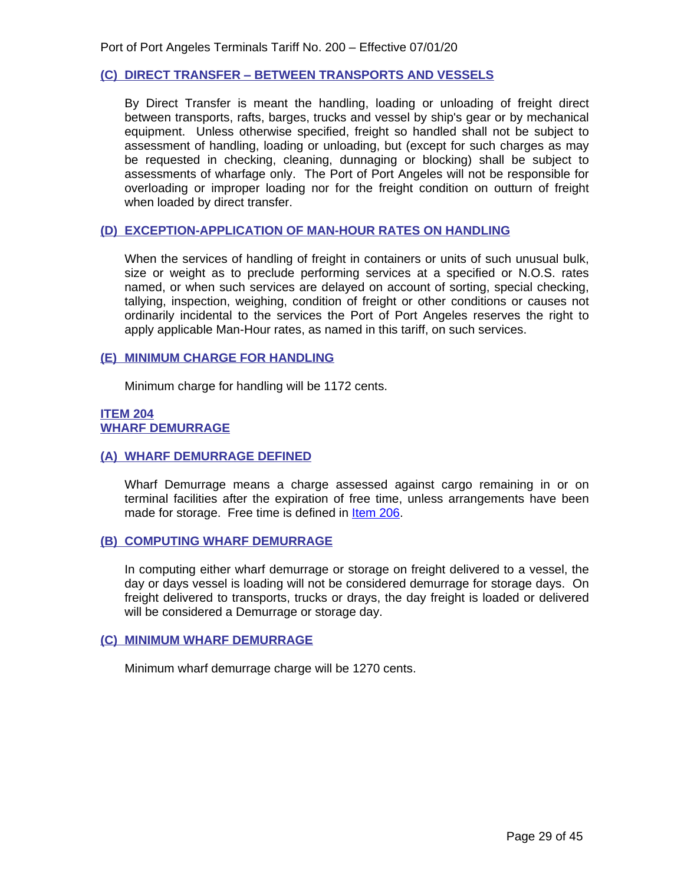### (C) DIRECT TRANSFER – BETWEEN TRANSPORTS AND VESSELS

By Direct Transfer is meant the handling, loading or unloading of freight direct between transports, rafts, barges, trucks and vessel by ship's gear or by mechanical equipment. Unless otherwise specified, freight so handled shall not be subject to assessment of handling, loading or unloading, but (except for such charges as may be requested in checking, cleaning, dunnaging or blocking) shall be subject to assessments of wharfage only. The Port of Port Angeles will not be responsible for overloading or improper loading nor for the freight condition on outturn of freight when loaded by direct transfer.

### (D) EXCEPTION-APPLICATION OF MAN-HOUR RATES ON HANDLING

When the services of handling of freight in containers or units of such unusual bulk, size or weight as to preclude performing services at a specified or N.O.S. rates named, or when such services are delayed on account of sorting, special checking, tallying, inspection, weighing, condition of freight or other conditions or causes not ordinarily incidental to the services the Port of Port Angeles reserves the right to apply applicable Man-Hour rates, as named in this tariff, on such services.

### (E) MINIMUM CHARGE FOR HANDLING

Minimum charge for handling will be 1172 cents.

## ITEM 204
## WHARF DEMURRAGE

### (A) WHARF DEMURRAGE DEFINED

Wharf Demurrage means a charge assessed against cargo remaining in or on terminal facilities after the expiration of free time, unless arrangements have been made for storage. Free time is defined in Item 206.

### (B) COMPUTING WHARF DEMURRAGE

In computing either wharf demurrage or storage on freight delivered to a vessel, the day or days vessel is loading will not be considered demurrage for storage days. On freight delivered to transports, trucks or drays, the day freight is loaded or delivered will be considered a Demurrage or storage day.

### (C) MINIMUM WHARF DEMURRAGE

Minimum wharf demurrage charge will be 1270 cents.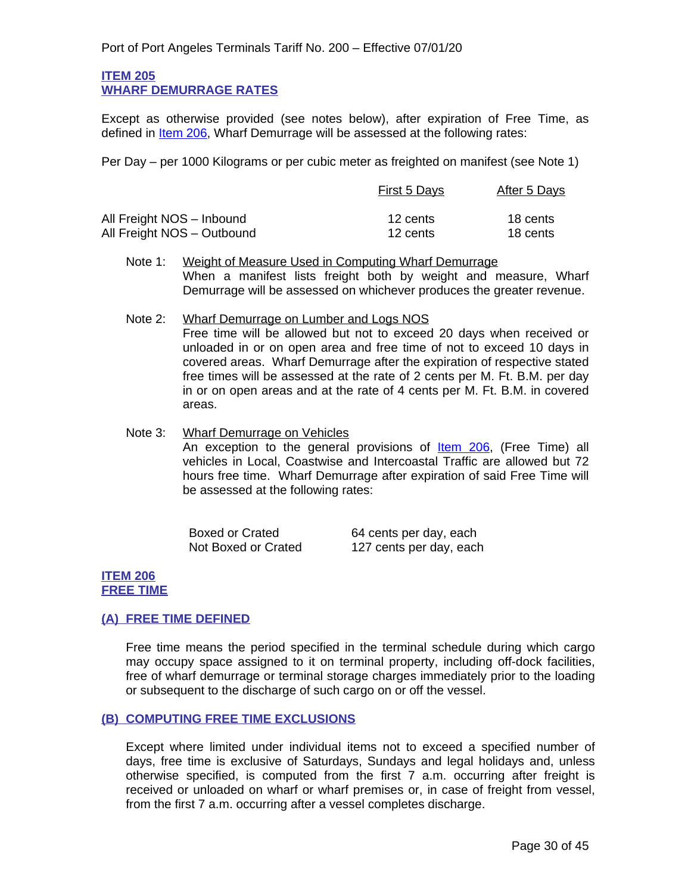## ITEM 205
## WHARF DEMURRAGE RATES

Except as otherwise provided (see notes below), after expiration of Free Time, as defined in Item 206, Wharf Demurrage will be assessed at the following rates:

Per Day – per 1000 Kilograms or per cubic meter as freighted on manifest (see Note 1)

| | First 5 Days | After 5 Days |
|---|---|---|
| All Freight NOS – Inbound | 12 cents | 18 cents |
| All Freight NOS – Outbound | 12 cents | 18 cents |

Note 1: Weight of Measure Used in Computing Wharf Demurrage
When a manifest lists freight both by weight and measure, Wharf Demurrage will be assessed on whichever produces the greater revenue.

Note 2: Wharf Demurrage on Lumber and Logs NOS
Free time will be allowed but not to exceed 20 days when received or unloaded in or on open area and free time of not to exceed 10 days in covered areas. Wharf Demurrage after the expiration of respective stated free times will be assessed at the rate of 2 cents per M. Ft. B.M. per day in or on open areas and at the rate of 4 cents per M. Ft. B.M. in covered areas.

Note 3: Wharf Demurrage on Vehicles
An exception to the general provisions of Item 206, (Free Time) all vehicles in Local, Coastwise and Intercoastal Traffic are allowed but 72 hours free time. Wharf Demurrage after expiration of said Free Time will be assessed at the following rates:

| | |
|---|---|
| Boxed or Crated | 64 cents per day, each |
| Not Boxed or Crated | 127 cents per day, each |

## ITEM 206
## FREE TIME

### (A) FREE TIME DEFINED

Free time means the period specified in the terminal schedule during which cargo may occupy space assigned to it on terminal property, including off-dock facilities, free of wharf demurrage or terminal storage charges immediately prior to the loading or subsequent to the discharge of such cargo on or off the vessel.

### (B) COMPUTING FREE TIME EXCLUSIONS

Except where limited under individual items not to exceed a specified number of days, free time is exclusive of Saturdays, Sundays and legal holidays and, unless otherwise specified, is computed from the first 7 a.m. occurring after freight is received or unloaded on wharf or wharf premises or, in case of freight from vessel, from the first 7 a.m. occurring after a vessel completes discharge.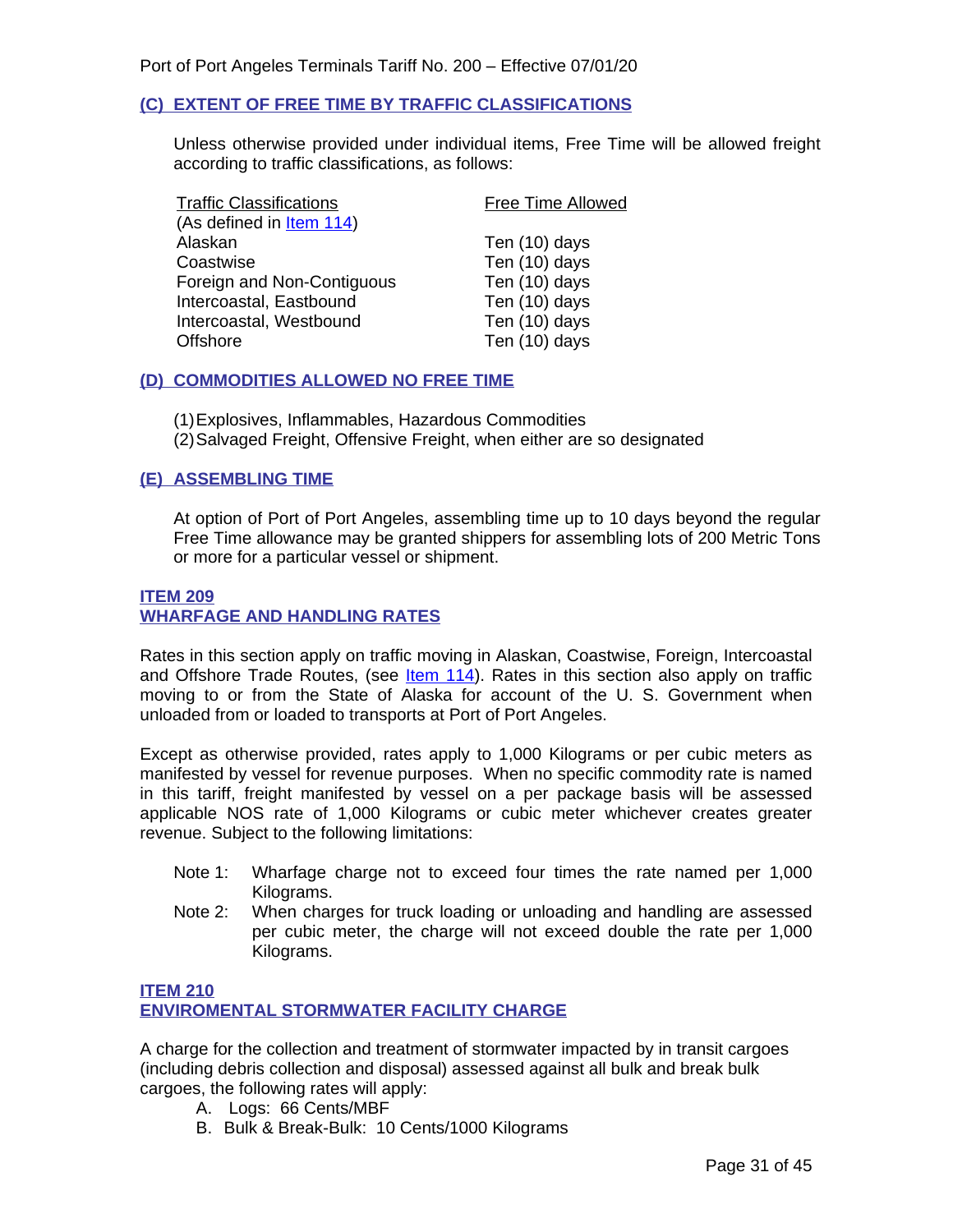### (C) EXTENT OF FREE TIME BY TRAFFIC CLASSIFICATIONS

Unless otherwise provided under individual items, Free Time will be allowed freight according to traffic classifications, as follows:

| Traffic Classifications (As defined in Item 114) | Free Time Allowed |
|---|---|
| Alaskan | Ten (10) days |
| Coastwise | Ten (10) days |
| Foreign and Non-Contiguous | Ten (10) days |
| Intercoastal, Eastbound | Ten (10) days |
| Intercoastal, Westbound | Ten (10) days |
| Offshore | Ten (10) days |

### (D) COMMODITIES ALLOWED NO FREE TIME

(1) Explosives, Inflammables, Hazardous Commodities
(2) Salvaged Freight, Offensive Freight, when either are so designated

### (E) ASSEMBLING TIME

At option of Port of Port Angeles, assembling time up to 10 days beyond the regular Free Time allowance may be granted shippers for assembling lots of 200 Metric Tons or more for a particular vessel or shipment.

## ITEM 209
## WHARFAGE AND HANDLING RATES

Rates in this section apply on traffic moving in Alaskan, Coastwise, Foreign, Intercoastal and Offshore Trade Routes, (see Item 114). Rates in this section also apply on traffic moving to or from the State of Alaska for account of the U. S. Government when unloaded from or loaded to transports at Port of Port Angeles.

Except as otherwise provided, rates apply to 1,000 Kilograms or per cubic meters as manifested by vessel for revenue purposes. When no specific commodity rate is named in this tariff, freight manifested by vessel on a per package basis will be assessed applicable NOS rate of 1,000 Kilograms or cubic meter whichever creates greater revenue. Subject to the following limitations:

Note 1: Wharfage charge not to exceed four times the rate named per 1,000 Kilograms.

Note 2: When charges for truck loading or unloading and handling are assessed per cubic meter, the charge will not exceed double the rate per 1,000 Kilograms.

## ITEM 210
## ENVIROMENTAL STORMWATER FACILITY CHARGE

A charge for the collection and treatment of stormwater impacted by in transit cargoes (including debris collection and disposal) assessed against all bulk and break bulk cargoes, the following rates will apply:

A. Logs: 66 Cents/MBF
B. Bulk & Break-Bulk: 10 Cents/1000 Kilograms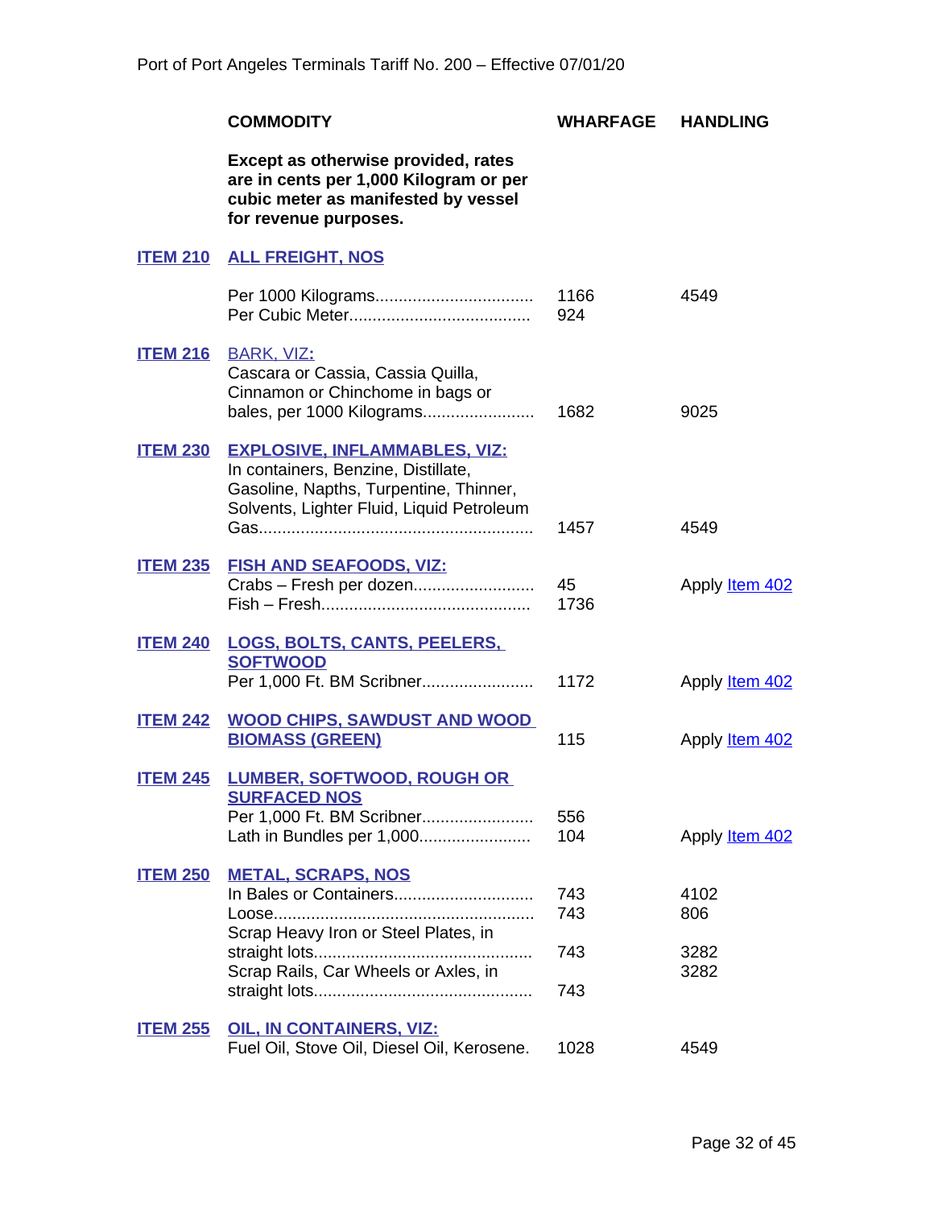| | COMMODITY | WHARFAGE | HANDLING |
|---|---|---|---|
| | **Except as otherwise provided, rates are in cents per 1,000 Kilogram or per cubic meter as manifested by vessel for revenue purposes.** | | |
| **ITEM 210** | **ALL FREIGHT, NOS** | | |
| | Per 1000 Kilograms.................................. | 1166 | 4549 |
| | Per Cubic Meter...................................... | 924 | |
| **ITEM 216** | BARK, VIZ**:** Cascara or Cassia, Cassia Quilla, Cinnamon or Chinchome in bags or bales, per 1000 Kilograms....................... | 1682 | 9025 |
| **ITEM 230** | **EXPLOSIVE, INFLAMMABLES, VIZ:** In containers, Benzine, Distillate, Gasoline, Napths, Turpentine, Thinner, Solvents, Lighter Fluid, Liquid Petroleum Gas.......................................................... | 1457 | 4549 |
| **ITEM 235** | **FISH AND SEAFOODS, VIZ:** | | |
| | Crabs – Fresh per dozen......................... | 45 | Apply Item 402 |
| | Fish – Fresh............................................ | 1736 | |
| **ITEM 240** | **LOGS, BOLTS, CANTS, PEELERS, SOFTWOOD** Per 1,000 Ft. BM Scribner....................... | 1172 | Apply Item 402 |
| **ITEM 242** | **WOOD CHIPS, SAWDUST AND WOOD BIOMASS (GREEN)** | 115 | Apply Item 402 |
| **ITEM 245** | **LUMBER, SOFTWOOD, ROUGH OR SURFACED NOS** | | |
| | Per 1,000 Ft. BM Scribner....................... | 556 | |
| | Lath in Bundles per 1,000....................... | 104 | Apply Item 402 |
| **ITEM 250** | **METAL, SCRAPS, NOS** | | |
| | In Bales or Containers............................. | 743 | 4102 |
| | Loose....................................................... | 743 | 806 |
| | Scrap Heavy Iron or Steel Plates, in straight lots.............................................. | 743 | 3282 |
| | Scrap Rails, Car Wheels or Axles, in straight lots.............................................. | 743 | 3282 |
| **ITEM 255** | **OIL, IN CONTAINERS, VIZ:** Fuel Oil, Stove Oil, Diesel Oil, Kerosene. | 1028 | 4549 |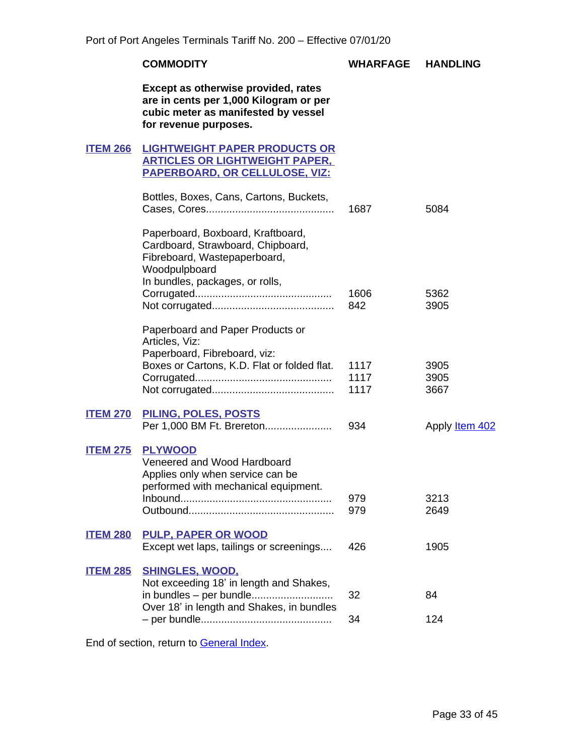| | COMMODITY | WHARFAGE | HANDLING |
|---|---|---|---|
| | **Except as otherwise provided, rates are in cents per 1,000 Kilogram or per cubic meter as manifested by vessel for revenue purposes.** | | |
| **ITEM 266** | **LIGHTWEIGHT PAPER PRODUCTS OR ARTICLES OR LIGHTWEIGHT PAPER, PAPERBOARD, OR CELLULOSE, VIZ:** | | |
| | Bottles, Boxes, Cans, Cartons, Buckets, Cases, Cores........................................... | 1687 | 5084 |
| | Paperboard, Boxboard, Kraftboard, Cardboard, Strawboard, Chipboard, Fibreboard, Wastepaperboard, Woodpulpboard | | |
| | In bundles, packages, or rolls, | | |
| | Corrugated.............................................. | 1606 | 5362 |
| | Not corrugated......................................... | 842 | 3905 |
| | Paperboard and Paper Products or Articles, Viz: | | |
| | Paperboard, Fibreboard, viz: | | |
| | Boxes or Cartons, K.D. Flat or folded flat. | 1117 | 3905 |
| | Corrugated.............................................. | 1117 | 3905 |
| | Not corrugated......................................... | 1117 | 3667 |
| **ITEM 270** | **PILING, POLES, POSTS** | | |
| | Per 1,000 BM Ft. Brereton...................... | 934 | Apply Item 402 |
| **ITEM 275** | **PLYWOOD** | | |
| | Veneered and Wood Hardboard | | |
| | Applies only when service can be performed with mechanical equipment. | | |
| | Inbound................................................... | 979 | 3213 |
| | Outbound................................................. | 979 | 2649 |
| **ITEM 280** | **PULP, PAPER OR WOOD** | | |
| | Except wet laps, tailings or screenings.... | 426 | 1905 |
| **ITEM 285** | **SHINGLES, WOOD,** | | |
| | Not exceeding 18' in length and Shakes, in bundles – per bundle........................... | 32 | 84 |
| | Over 18' in length and Shakes, in bundles – per bundle............................................ | 34 | 124 |

End of section, return to General Index.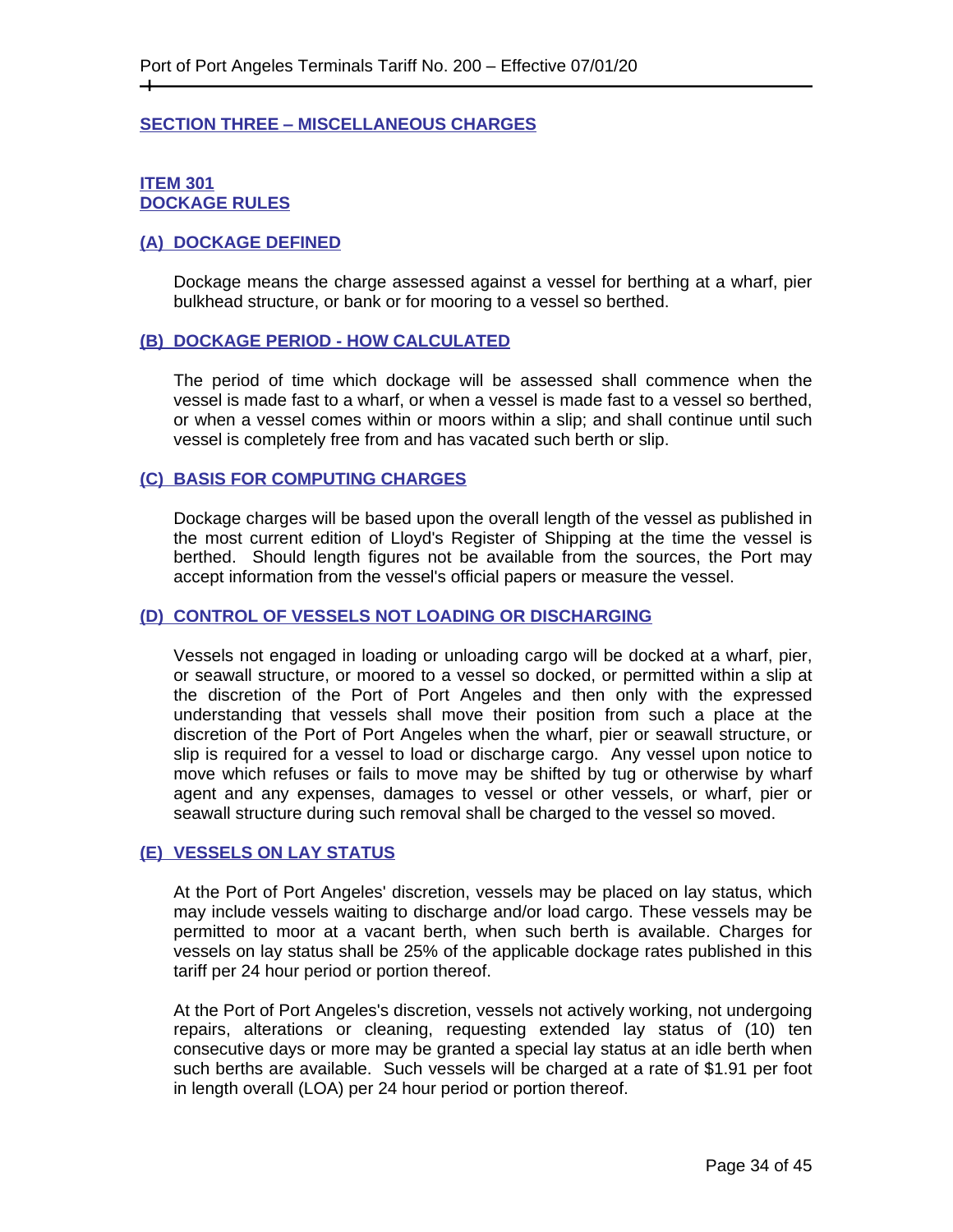## SECTION THREE – MISCELLANEOUS CHARGES

### ITEM 301
### DOCKAGE RULES

#### (A) DOCKAGE DEFINED

Dockage means the charge assessed against a vessel for berthing at a wharf, pier bulkhead structure, or bank or for mooring to a vessel so berthed.

#### (B) DOCKAGE PERIOD - HOW CALCULATED

The period of time which dockage will be assessed shall commence when the vessel is made fast to a wharf, or when a vessel is made fast to a vessel so berthed, or when a vessel comes within or moors within a slip; and shall continue until such vessel is completely free from and has vacated such berth or slip.

#### (C) BASIS FOR COMPUTING CHARGES

Dockage charges will be based upon the overall length of the vessel as published in the most current edition of Lloyd's Register of Shipping at the time the vessel is berthed. Should length figures not be available from the sources, the Port may accept information from the vessel's official papers or measure the vessel.

#### (D) CONTROL OF VESSELS NOT LOADING OR DISCHARGING

Vessels not engaged in loading or unloading cargo will be docked at a wharf, pier, or seawall structure, or moored to a vessel so docked, or permitted within a slip at the discretion of the Port of Port Angeles and then only with the expressed understanding that vessels shall move their position from such a place at the discretion of the Port of Port Angeles when the wharf, pier or seawall structure, or slip is required for a vessel to load or discharge cargo. Any vessel upon notice to move which refuses or fails to move may be shifted by tug or otherwise by wharf agent and any expenses, damages to vessel or other vessels, or wharf, pier or seawall structure during such removal shall be charged to the vessel so moved.

#### (E) VESSELS ON LAY STATUS

At the Port of Port Angeles' discretion, vessels may be placed on lay status, which may include vessels waiting to discharge and/or load cargo. These vessels may be permitted to moor at a vacant berth, when such berth is available. Charges for vessels on lay status shall be 25% of the applicable dockage rates published in this tariff per 24 hour period or portion thereof.

At the Port of Port Angeles's discretion, vessels not actively working, not undergoing repairs, alterations or cleaning, requesting extended lay status of (10) ten consecutive days or more may be granted a special lay status at an idle berth when such berths are available. Such vessels will be charged at a rate of $1.91 per foot in length overall (LOA) per 24 hour period or portion thereof.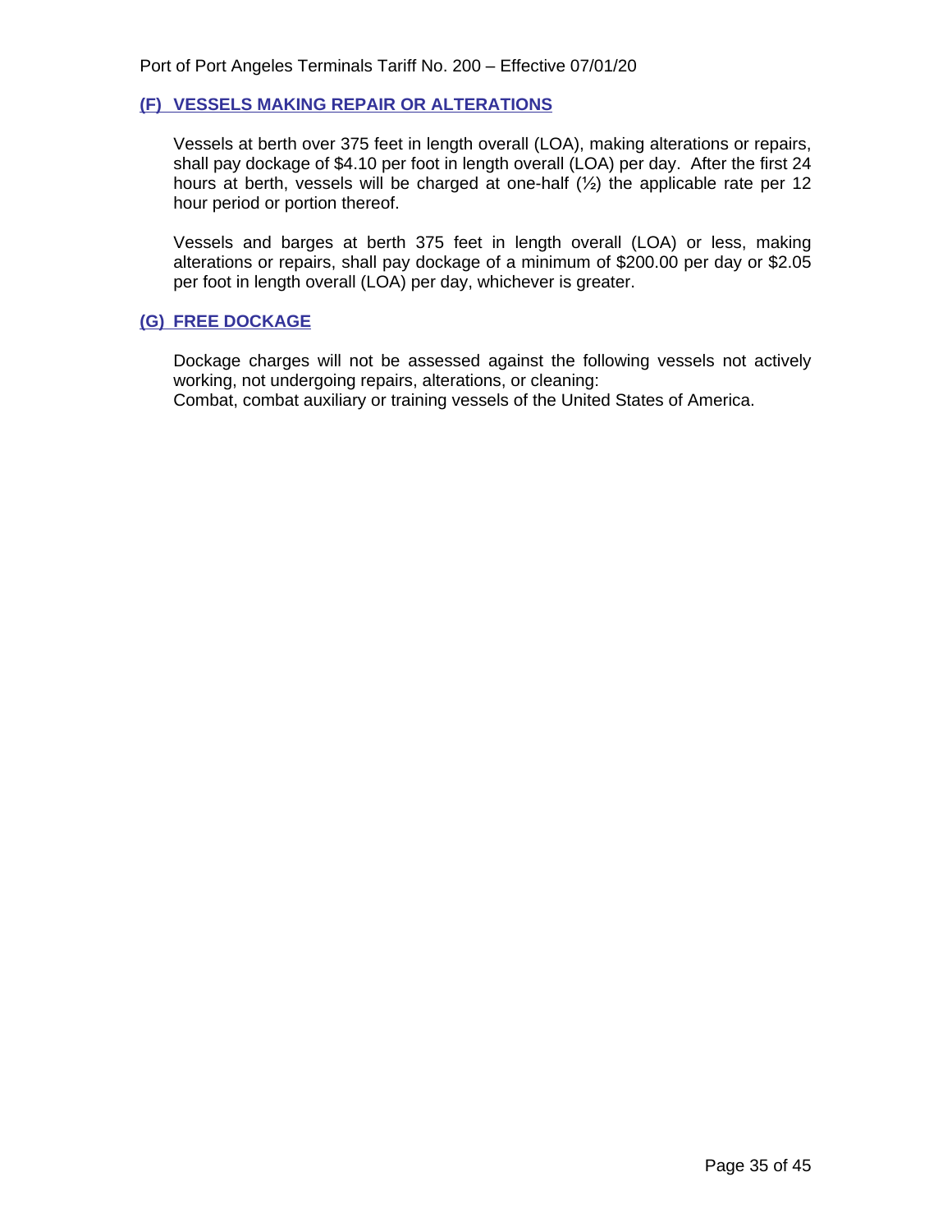### (F) VESSELS MAKING REPAIR OR ALTERATIONS

Vessels at berth over 375 feet in length overall (LOA), making alterations or repairs, shall pay dockage of $4.10 per foot in length overall (LOA) per day. After the first 24 hours at berth, vessels will be charged at one-half (½) the applicable rate per 12 hour period or portion thereof.

Vessels and barges at berth 375 feet in length overall (LOA) or less, making alterations or repairs, shall pay dockage of a minimum of $200.00 per day or $2.05 per foot in length overall (LOA) per day, whichever is greater.

### (G) FREE DOCKAGE

Dockage charges will not be assessed against the following vessels not actively working, not undergoing repairs, alterations, or cleaning:
Combat, combat auxiliary or training vessels of the United States of America.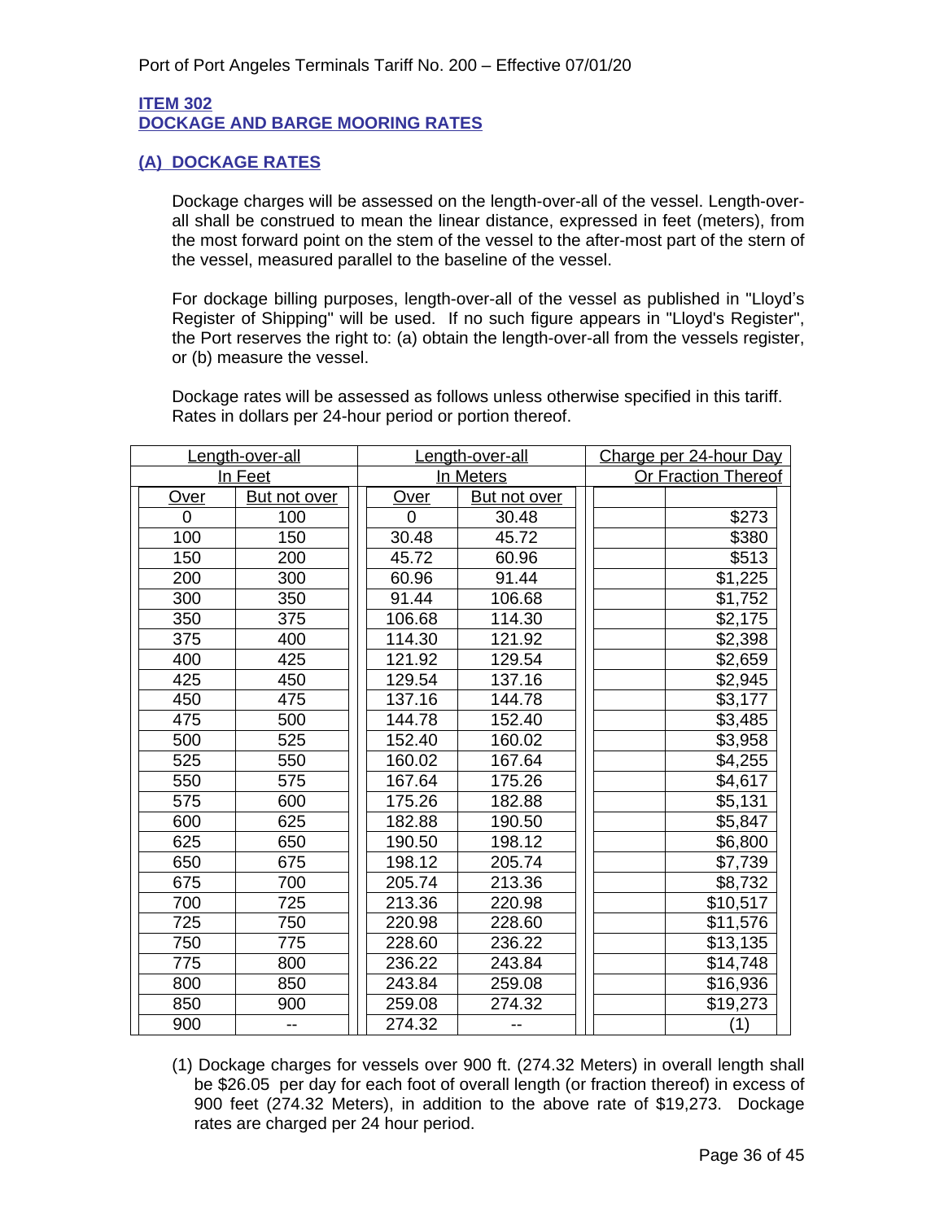## ITEM 302
## DOCKAGE AND BARGE MOORING RATES

### (A) DOCKAGE RATES

Dockage charges will be assessed on the length-over-all of the vessel. Length-over-all shall be construed to mean the linear distance, expressed in feet (meters), from the most forward point on the stem of the vessel to the after-most part of the stern of the vessel, measured parallel to the baseline of the vessel.

For dockage billing purposes, length-over-all of the vessel as published in "Lloyd's Register of Shipping" will be used. If no such figure appears in "Lloyd's Register", the Port reserves the right to: (a) obtain the length-over-all from the vessels register, or (b) measure the vessel.

Dockage rates will be assessed as follows unless otherwise specified in this tariff. Rates in dollars per 24-hour period or portion thereof.

| Length-over-all In Feet | | Length-over-all In Meters | | Charge per 24-hour Day Or Fraction Thereof |
|---|---|---|---|---|
| Over | But not over | Over | But not over | |
| 0 | 100 | 0 | 30.48 | $273 |
| 100 | 150 | 30.48 | 45.72 | $380 |
| 150 | 200 | 45.72 | 60.96 | $513 |
| 200 | 300 | 60.96 | 91.44 | $1,225 |
| 300 | 350 | 91.44 | 106.68 | $1,752 |
| 350 | 375 | 106.68 | 114.30 | $2,175 |
| 375 | 400 | 114.30 | 121.92 | $2,398 |
| 400 | 425 | 121.92 | 129.54 | $2,659 |
| 425 | 450 | 129.54 | 137.16 | $2,945 |
| 450 | 475 | 137.16 | 144.78 | $3,177 |
| 475 | 500 | 144.78 | 152.40 | $3,485 |
| 500 | 525 | 152.40 | 160.02 | $3,958 |
| 525 | 550 | 160.02 | 167.64 | $4,255 |
| 550 | 575 | 167.64 | 175.26 | $4,617 |
| 575 | 600 | 175.26 | 182.88 | $5,131 |
| 600 | 625 | 182.88 | 190.50 | $5,847 |
| 625 | 650 | 190.50 | 198.12 | $6,800 |
| 650 | 675 | 198.12 | 205.74 | $7,739 |
| 675 | 700 | 205.74 | 213.36 | $8,732 |
| 700 | 725 | 213.36 | 220.98 | $10,517 |
| 725 | 750 | 220.98 | 228.60 | $11,576 |
| 750 | 775 | 228.60 | 236.22 | $13,135 |
| 775 | 800 | 236.22 | 243.84 | $14,748 |
| 800 | 850 | 243.84 | 259.08 | $16,936 |
| 850 | 900 | 259.08 | 274.32 | $19,273 |
| 900 | -- | 274.32 | -- | (1) |

(1) Dockage charges for vessels over 900 ft. (274.32 Meters) in overall length shall be $26.05 per day for each foot of overall length (or fraction thereof) in excess of 900 feet (274.32 Meters), in addition to the above rate of $19,273. Dockage rates are charged per 24 hour period.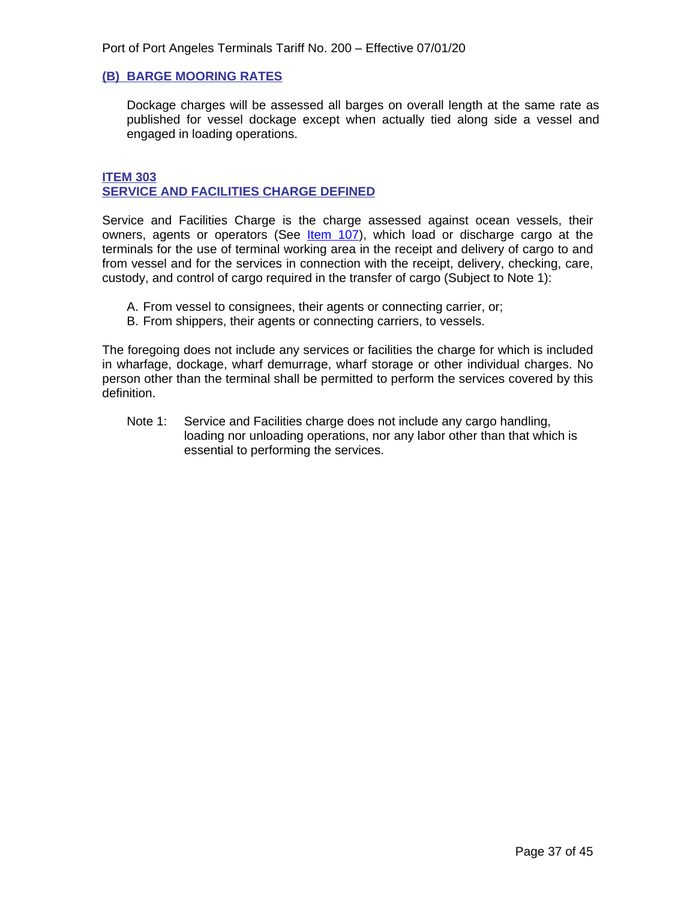### (B) BARGE MOORING RATES

Dockage charges will be assessed all barges on overall length at the same rate as published for vessel dockage except when actually tied along side a vessel and engaged in loading operations.

## ITEM 303
## SERVICE AND FACILITIES CHARGE DEFINED

Service and Facilities Charge is the charge assessed against ocean vessels, their owners, agents or operators (See Item 107), which load or discharge cargo at the terminals for the use of terminal working area in the receipt and delivery of cargo to and from vessel and for the services in connection with the receipt, delivery, checking, care, custody, and control of cargo required in the transfer of cargo (Subject to Note 1):

A. From vessel to consignees, their agents or connecting carrier, or;
B. From shippers, their agents or connecting carriers, to vessels.

The foregoing does not include any services or facilities the charge for which is included in wharfage, dockage, wharf demurrage, wharf storage or other individual charges. No person other than the terminal shall be permitted to perform the services covered by this definition.

Note 1: Service and Facilities charge does not include any cargo handling, loading nor unloading operations, nor any labor other than that which is essential to performing the services.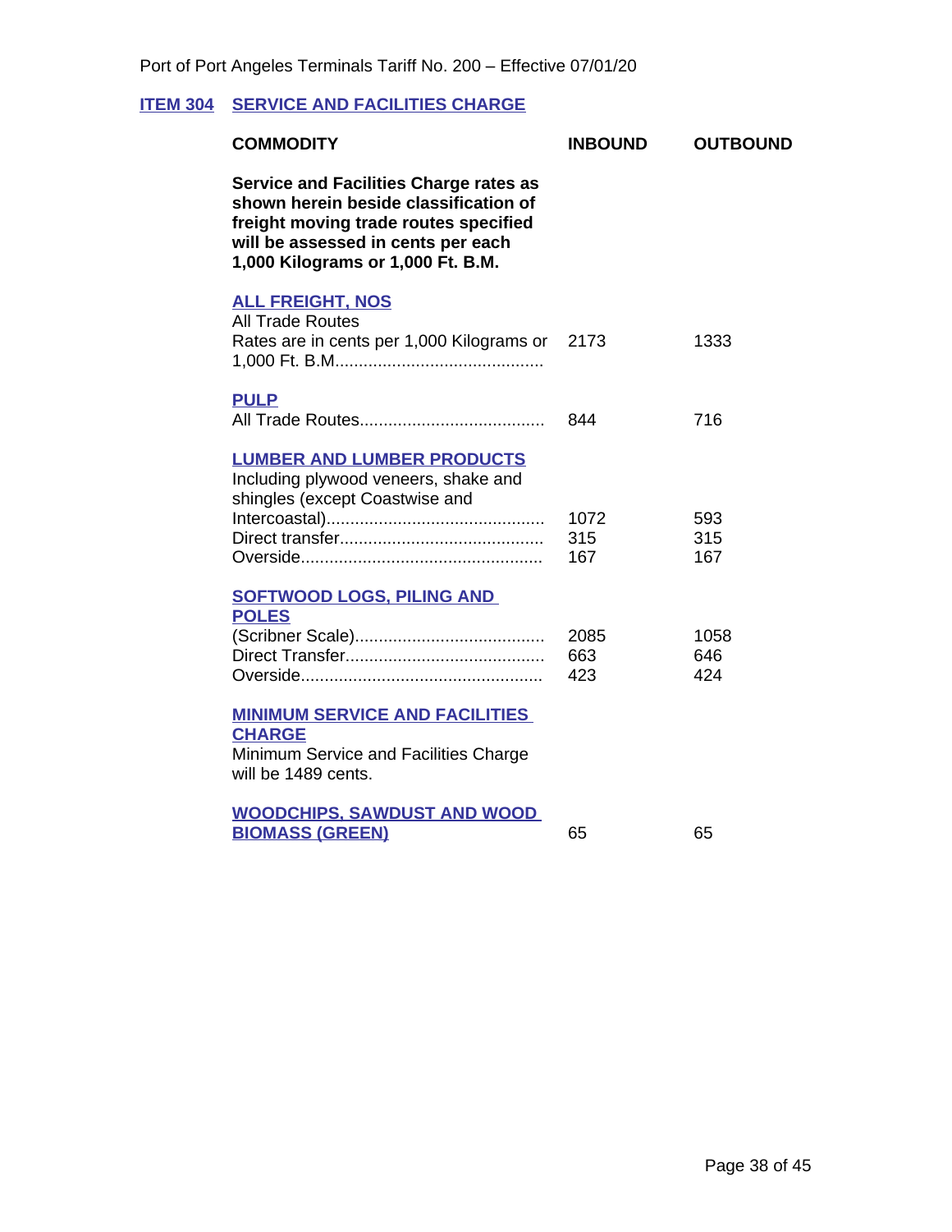## ITEM 304 SERVICE AND FACILITIES CHARGE

| COMMODITY | INBOUND | OUTBOUND |
|---|---|---|
| **Service and Facilities Charge rates as shown herein beside classification of freight moving trade routes specified will be assessed in cents per each 1,000 Kilograms or 1,000 Ft. B.M.** | | |
| **ALL FREIGHT, NOS** | | |
| All Trade Routes | | |
| Rates are in cents per 1,000 Kilograms or 1,000 Ft. B.M. | 2173 | 1333 |
| **PULP** | | |
| All Trade Routes | 844 | 716 |
| **LUMBER AND LUMBER PRODUCTS** | | |
| Including plywood veneers, shake and shingles (except Coastwise and Intercoastal) | 1072 | 593 |
| Direct transfer | 315 | 315 |
| Overside | 167 | 167 |
| **SOFTWOOD LOGS, PILING AND POLES** | | |
| (Scribner Scale) | 2085 | 1058 |
| Direct Transfer | 663 | 646 |
| Overside | 423 | 424 |
| **MINIMUM SERVICE AND FACILITIES CHARGE** | | |
| Minimum Service and Facilities Charge will be 1489 cents. | | |
| **WOODCHIPS, SAWDUST AND WOOD BIOMASS (GREEN)** | 65 | 65 |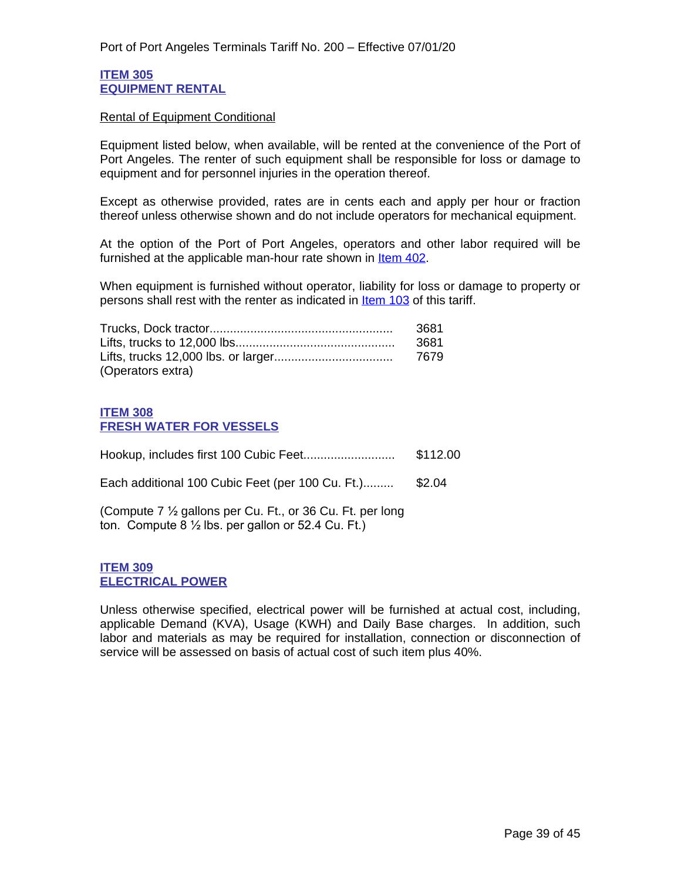## ITEM 305
## EQUIPMENT RENTAL

Rental of Equipment Conditional

Equipment listed below, when available, will be rented at the convenience of the Port of Port Angeles. The renter of such equipment shall be responsible for loss or damage to equipment and for personnel injuries in the operation thereof.

Except as otherwise provided, rates are in cents each and apply per hour or fraction thereof unless otherwise shown and do not include operators for mechanical equipment.

At the option of the Port of Port Angeles, operators and other labor required will be furnished at the applicable man-hour rate shown in Item 402.

When equipment is furnished without operator, liability for loss or damage to property or persons shall rest with the renter as indicated in Item 103 of this tariff.

| | |
|---|---|
| Trucks, Dock tractor...................................................... | 3681 |
| Lifts, trucks to 12,000 lbs............................................... | 3681 |
| Lifts, trucks 12,000 lbs. or larger................................... | 7679 |
| (Operators extra) | |

## ITEM 308
## FRESH WATER FOR VESSELS

| | |
|---|---|
| Hookup, includes first 100 Cubic Feet.......................... | $112.00 |
| Each additional 100 Cubic Feet (per 100 Cu. Ft.)......... | $2.04 |

(Compute 7 ½ gallons per Cu. Ft., or 36 Cu. Ft. per long ton. Compute 8 ½ lbs. per gallon or 52.4 Cu. Ft.)

## ITEM 309
## ELECTRICAL POWER

Unless otherwise specified, electrical power will be furnished at actual cost, including, applicable Demand (KVA), Usage (KWH) and Daily Base charges. In addition, such labor and materials as may be required for installation, connection or disconnection of service will be assessed on basis of actual cost of such item plus 40%.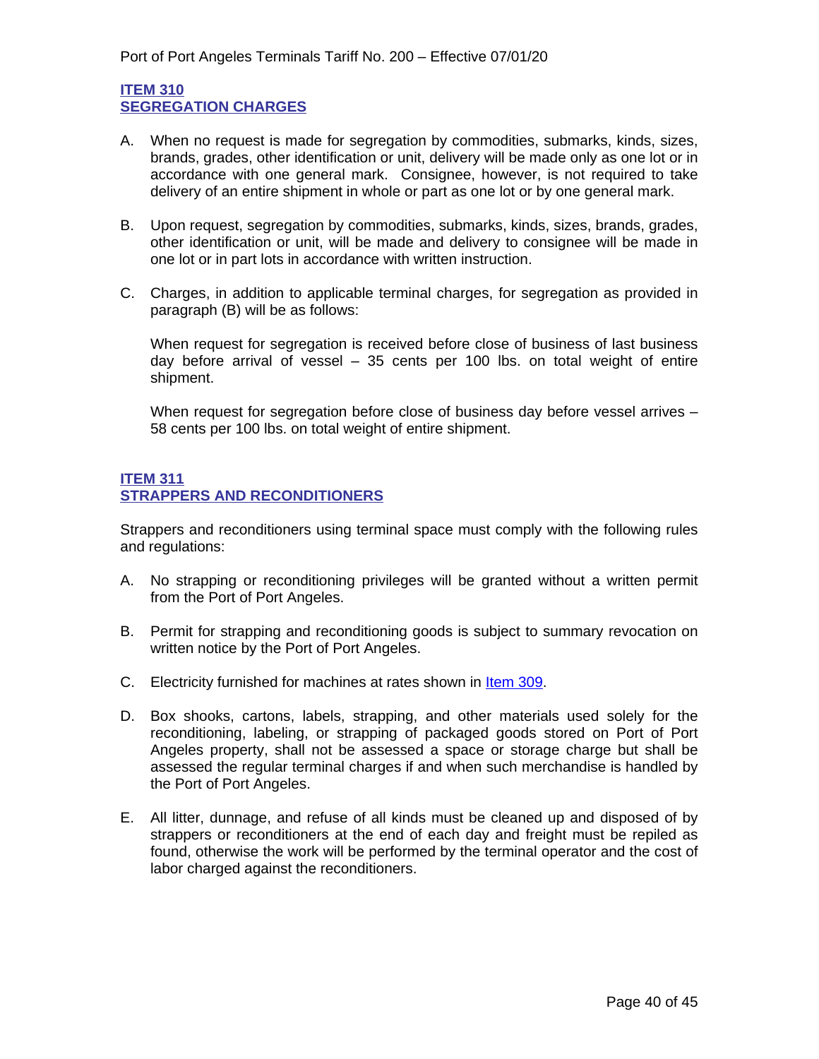## ITEM 310
## SEGREGATION CHARGES

A. When no request is made for segregation by commodities, submarks, kinds, sizes, brands, grades, other identification or unit, delivery will be made only as one lot or in accordance with one general mark. Consignee, however, is not required to take delivery of an entire shipment in whole or part as one lot or by one general mark.

B. Upon request, segregation by commodities, submarks, kinds, sizes, brands, grades, other identification or unit, will be made and delivery to consignee will be made in one lot or in part lots in accordance with written instruction.

C. Charges, in addition to applicable terminal charges, for segregation as provided in paragraph (B) will be as follows:

   When request for segregation is received before close of business of last business day before arrival of vessel – 35 cents per 100 lbs. on total weight of entire shipment.

   When request for segregation before close of business day before vessel arrives – 58 cents per 100 lbs. on total weight of entire shipment.

## ITEM 311
## STRAPPERS AND RECONDITIONERS

Strappers and reconditioners using terminal space must comply with the following rules and regulations:

A. No strapping or reconditioning privileges will be granted without a written permit from the Port of Port Angeles.

B. Permit for strapping and reconditioning goods is subject to summary revocation on written notice by the Port of Port Angeles.

C. Electricity furnished for machines at rates shown in Item 309.

D. Box shooks, cartons, labels, strapping, and other materials used solely for the reconditioning, labeling, or strapping of packaged goods stored on Port of Port Angeles property, shall not be assessed a space or storage charge but shall be assessed the regular terminal charges if and when such merchandise is handled by the Port of Port Angeles.

E. All litter, dunnage, and refuse of all kinds must be cleaned up and disposed of by strappers or reconditioners at the end of each day and freight must be repiled as found, otherwise the work will be performed by the terminal operator and the cost of labor charged against the reconditioners.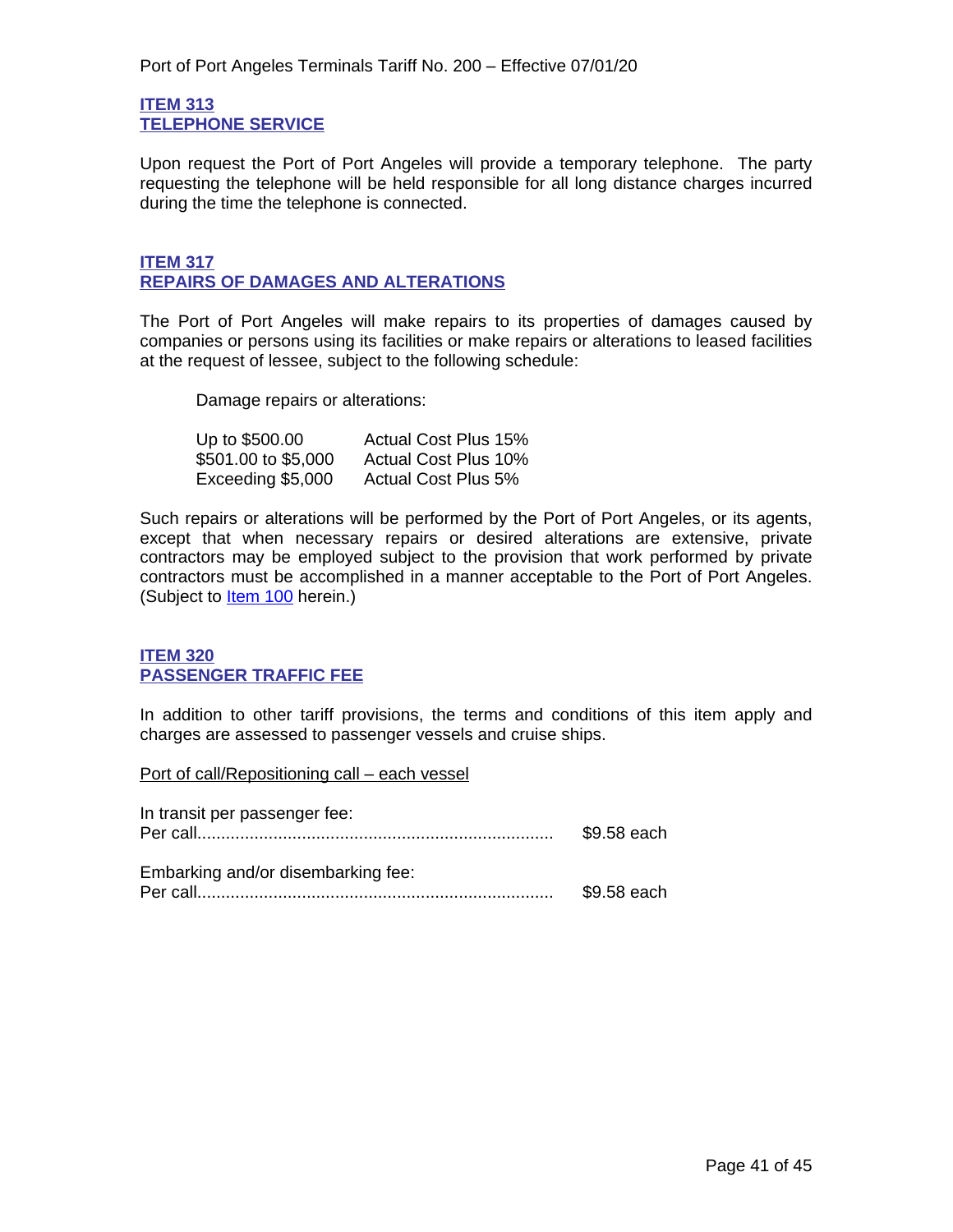## ITEM 313
## TELEPHONE SERVICE

Upon request the Port of Port Angeles will provide a temporary telephone. The party requesting the telephone will be held responsible for all long distance charges incurred during the time the telephone is connected.

## ITEM 317
## REPAIRS OF DAMAGES AND ALTERATIONS

The Port of Port Angeles will make repairs to its properties of damages caused by companies or persons using its facilities or make repairs or alterations to leased facilities at the request of lessee, subject to the following schedule:

Damage repairs or alterations:

| | |
|---|---|
| Up to $500.00 | Actual Cost Plus 15% |
| $501.00 to $5,000 | Actual Cost Plus 10% |
| Exceeding $5,000 | Actual Cost Plus 5% |

Such repairs or alterations will be performed by the Port of Port Angeles, or its agents, except that when necessary repairs or desired alterations are extensive, private contractors may be employed subject to the provision that work performed by private contractors must be accomplished in a manner acceptable to the Port of Port Angeles. (Subject to Item 100 herein.)

## ITEM 320
## PASSENGER TRAFFIC FEE

In addition to other tariff provisions, the terms and conditions of this item apply and charges are assessed to passenger vessels and cruise ships.

Port of call/Repositioning call – each vessel

In transit per passenger fee:
Per call........................................................................... $9.58 each

Embarking and/or disembarking fee:
Per call........................................................................... $9.58 each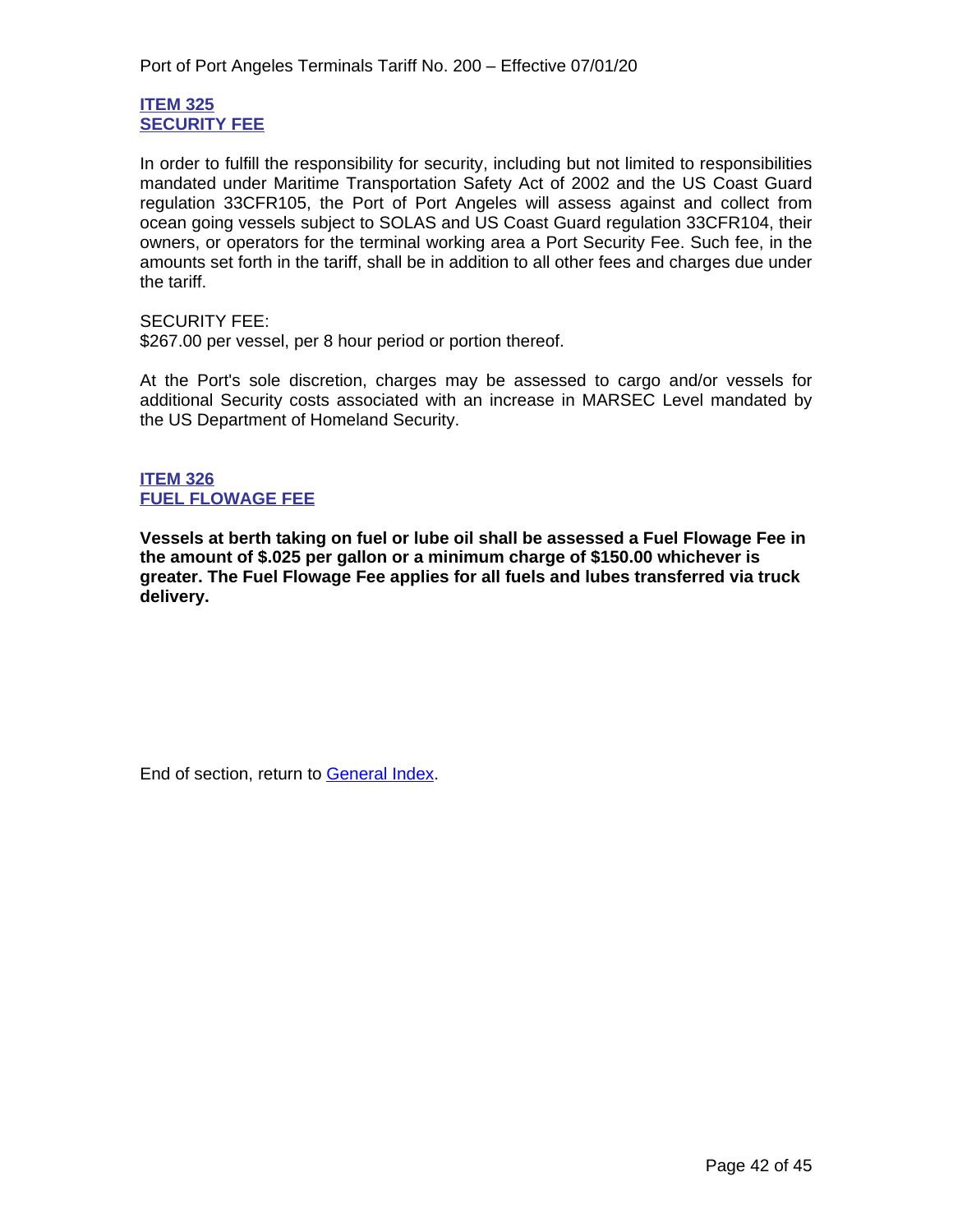## ITEM 325
## SECURITY FEE

In order to fulfill the responsibility for security, including but not limited to responsibilities mandated under Maritime Transportation Safety Act of 2002 and the US Coast Guard regulation 33CFR105, the Port of Port Angeles will assess against and collect from ocean going vessels subject to SOLAS and US Coast Guard regulation 33CFR104, their owners, or operators for the terminal working area a Port Security Fee. Such fee, in the amounts set forth in the tariff, shall be in addition to all other fees and charges due under the tariff.

SECURITY FEE:
$267.00 per vessel, per 8 hour period or portion thereof.

At the Port's sole discretion, charges may be assessed to cargo and/or vessels for additional Security costs associated with an increase in MARSEC Level mandated by the US Department of Homeland Security.

## ITEM 326
## FUEL FLOWAGE FEE

**Vessels at berth taking on fuel or lube oil shall be assessed a Fuel Flowage Fee in the amount of $.025 per gallon or a minimum charge of $150.00 whichever is greater. The Fuel Flowage Fee applies for all fuels and lubes transferred via truck delivery.**

End of section, return to General Index.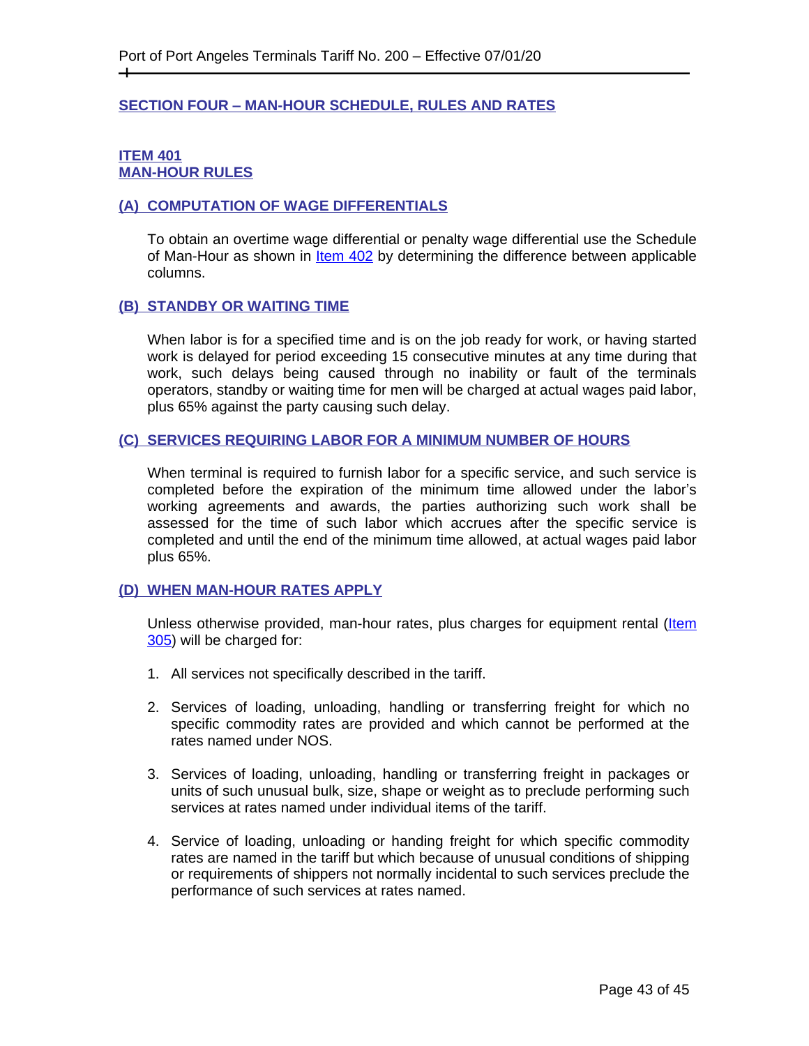## SECTION FOUR – MAN-HOUR SCHEDULE, RULES AND RATES

### ITEM 401
### MAN-HOUR RULES

#### (A) COMPUTATION OF WAGE DIFFERENTIALS

To obtain an overtime wage differential or penalty wage differential use the Schedule of Man-Hour as shown in Item 402 by determining the difference between applicable columns.

#### (B) STANDBY OR WAITING TIME

When labor is for a specified time and is on the job ready for work, or having started work is delayed for period exceeding 15 consecutive minutes at any time during that work, such delays being caused through no inability or fault of the terminals operators, standby or waiting time for men will be charged at actual wages paid labor, plus 65% against the party causing such delay.

#### (C) SERVICES REQUIRING LABOR FOR A MINIMUM NUMBER OF HOURS

When terminal is required to furnish labor for a specific service, and such service is completed before the expiration of the minimum time allowed under the labor's working agreements and awards, the parties authorizing such work shall be assessed for the time of such labor which accrues after the specific service is completed and until the end of the minimum time allowed, at actual wages paid labor plus 65%.

#### (D) WHEN MAN-HOUR RATES APPLY

Unless otherwise provided, man-hour rates, plus charges for equipment rental (Item 305) will be charged for:

1. All services not specifically described in the tariff.
2. Services of loading, unloading, handling or transferring freight for which no specific commodity rates are provided and which cannot be performed at the rates named under NOS.
3. Services of loading, unloading, handling or transferring freight in packages or units of such unusual bulk, size, shape or weight as to preclude performing such services at rates named under individual items of the tariff.
4. Service of loading, unloading or handing freight for which specific commodity rates are named in the tariff but which because of unusual conditions of shipping or requirements of shippers not normally incidental to such services preclude the performance of such services at rates named.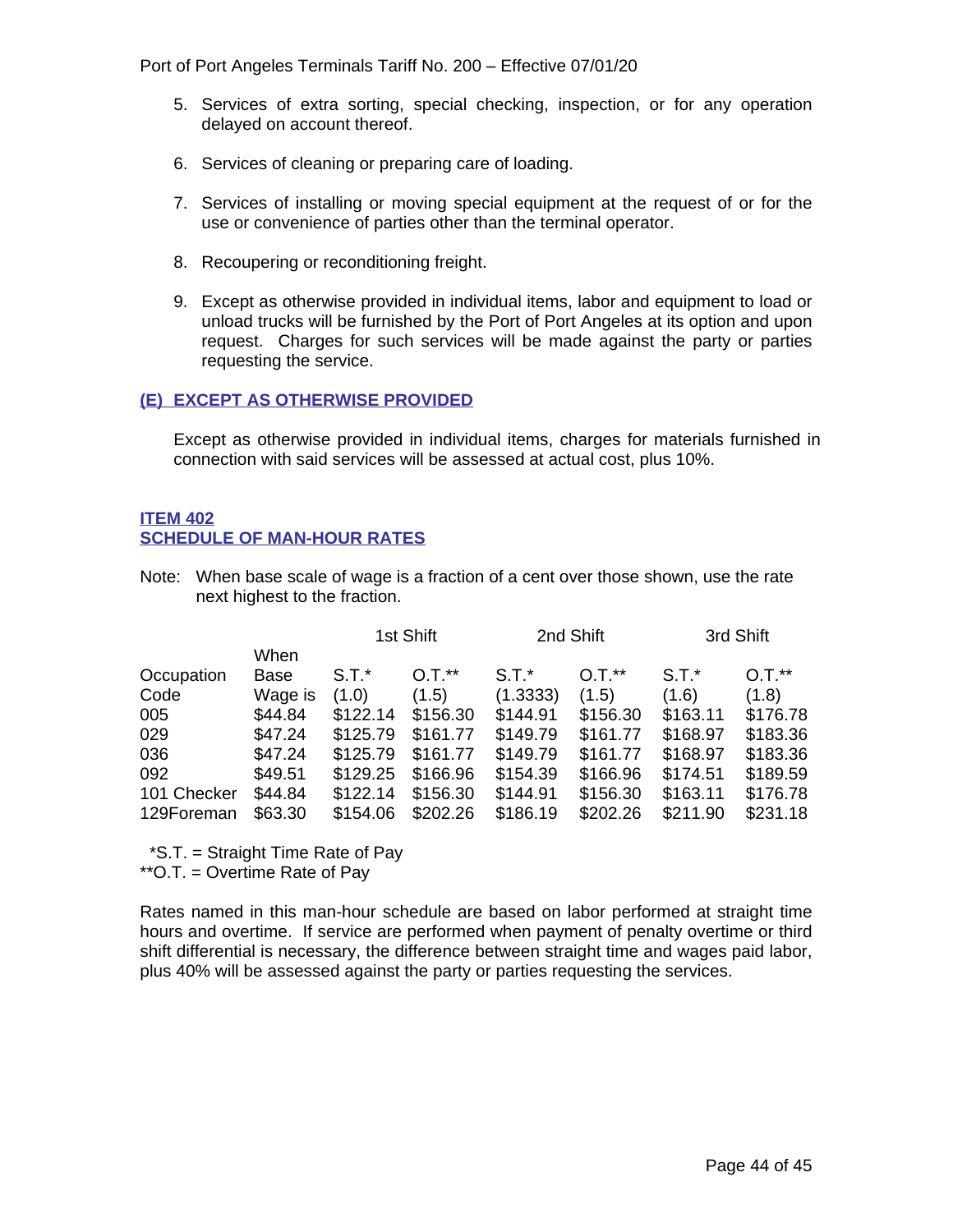5. Services of extra sorting, special checking, inspection, or for any operation delayed on account thereof.

6. Services of cleaning or preparing care of loading.

7. Services of installing or moving special equipment at the request of or for the use or convenience of parties other than the terminal operator.

8. Recoupering or reconditioning freight.

9. Except as otherwise provided in individual items, labor and equipment to load or unload trucks will be furnished by the Port of Port Angeles at its option and upon request. Charges for such services will be made against the party or parties requesting the service.

## (E) EXCEPT AS OTHERWISE PROVIDED

Except as otherwise provided in individual items, charges for materials furnished in connection with said services will be assessed at actual cost, plus 10%.

## ITEM 402
## SCHEDULE OF MAN-HOUR RATES

Note: When base scale of wage is a fraction of a cent over those shown, use the rate next highest to the fraction.

| | | 1st Shift | | 2nd Shift | | 3rd Shift | |
|---|---|---|---|---|---|---|---|
| Occupation Code | When Base Wage is | S.T.* (1.0) | O.T.** (1.5) | S.T.* (1.3333) | O.T.** (1.5) | S.T.* (1.6) | O.T.** (1.8) |
| 005 | $44.84 | $122.14 | $156.30 | $144.91 | $156.30 | $163.11 | $176.78 |
| 029 | $47.24 | $125.79 | $161.77 | $149.79 | $161.77 | $168.97 | $183.36 |
| 036 | $47.24 | $125.79 | $161.77 | $149.79 | $161.77 | $168.97 | $183.36 |
| 092 | $49.51 | $129.25 | $166.96 | $154.39 | $166.96 | $174.51 | $189.59 |
| 101 Checker | $44.84 | $122.14 | $156.30 | $144.91 | $156.30 | $163.11 | $176.78 |
| 129Foreman | $63.30 | $154.06 | $202.26 | $186.19 | $202.26 | $211.90 | $231.18 |

*S.T. = Straight Time Rate of Pay
**O.T. = Overtime Rate of Pay

Rates named in this man-hour schedule are based on labor performed at straight time hours and overtime. If service are performed when payment of penalty overtime or third shift differential is necessary, the difference between straight time and wages paid labor, plus 40% will be assessed against the party or parties requesting the services.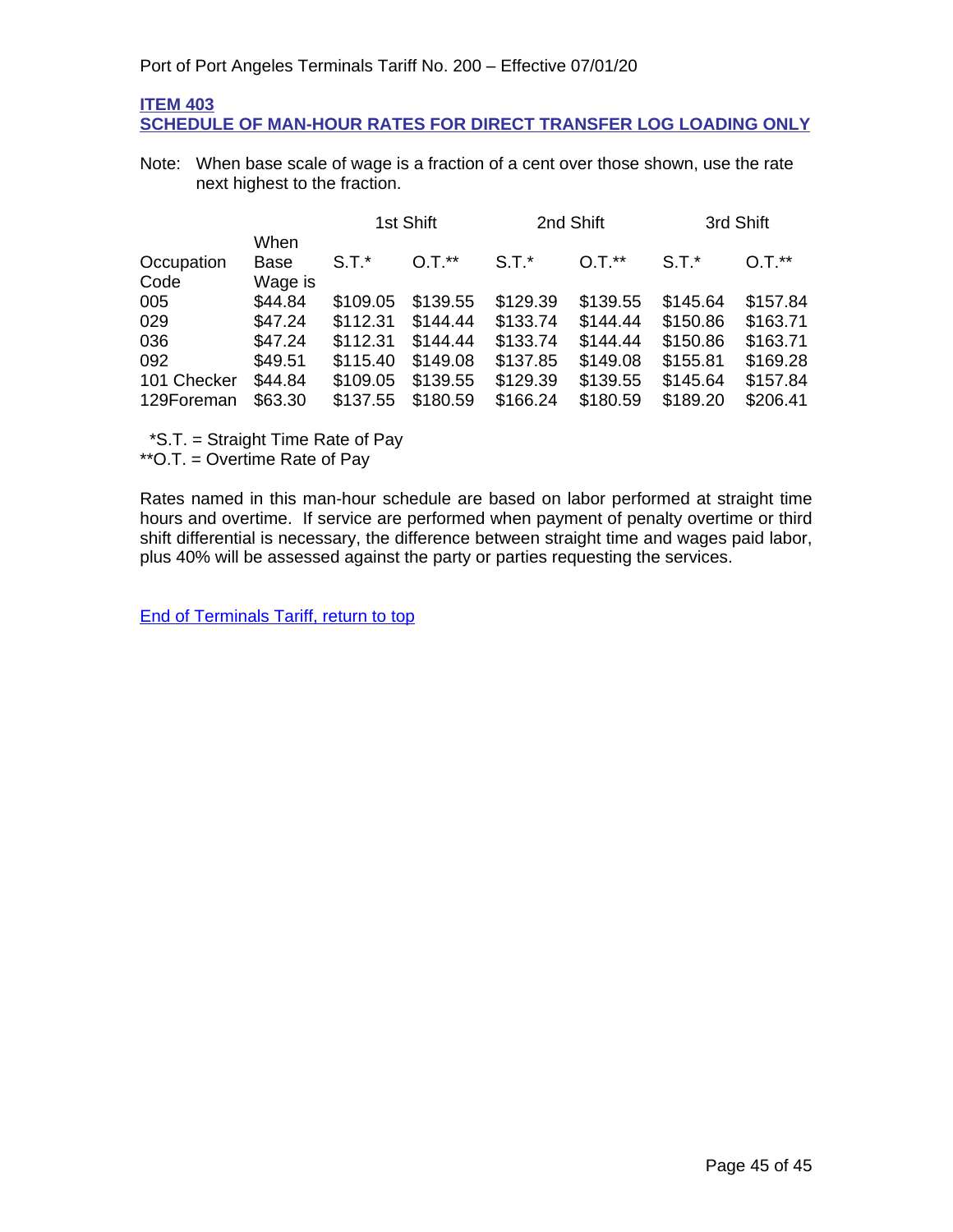## ITEM 403
## SCHEDULE OF MAN-HOUR RATES FOR DIRECT TRANSFER LOG LOADING ONLY

Note: When base scale of wage is a fraction of a cent over those shown, use the rate next highest to the fraction.

| | | 1st Shift | | 2nd Shift | | 3rd Shift | |
|---|---|---|---|---|---|---|---|
| Occupation Code | When Base Wage is | S.T.* | O.T.** | S.T.* | O.T.** | S.T.* | O.T.** |
| 005 | $44.84 | $109.05 | $139.55 | $129.39 | $139.55 | $145.64 | $157.84 |
| 029 | $47.24 | $112.31 | $144.44 | $133.74 | $144.44 | $150.86 | $163.71 |
| 036 | $47.24 | $112.31 | $144.44 | $133.74 | $144.44 | $150.86 | $163.71 |
| 092 | $49.51 | $115.40 | $149.08 | $137.85 | $149.08 | $155.81 | $169.28 |
| 101 Checker | $44.84 | $109.05 | $139.55 | $129.39 | $139.55 | $145.64 | $157.84 |
| 129Foreman | $63.30 | $137.55 | $180.59 | $166.24 | $180.59 | $189.20 | $206.41 |

*S.T. = Straight Time Rate of Pay
**O.T. = Overtime Rate of Pay

Rates named in this man-hour schedule are based on labor performed at straight time hours and overtime. If service are performed when payment of penalty overtime or third shift differential is necessary, the difference between straight time and wages paid labor, plus 40% will be assessed against the party or parties requesting the services.

End of Terminals Tariff, return to top